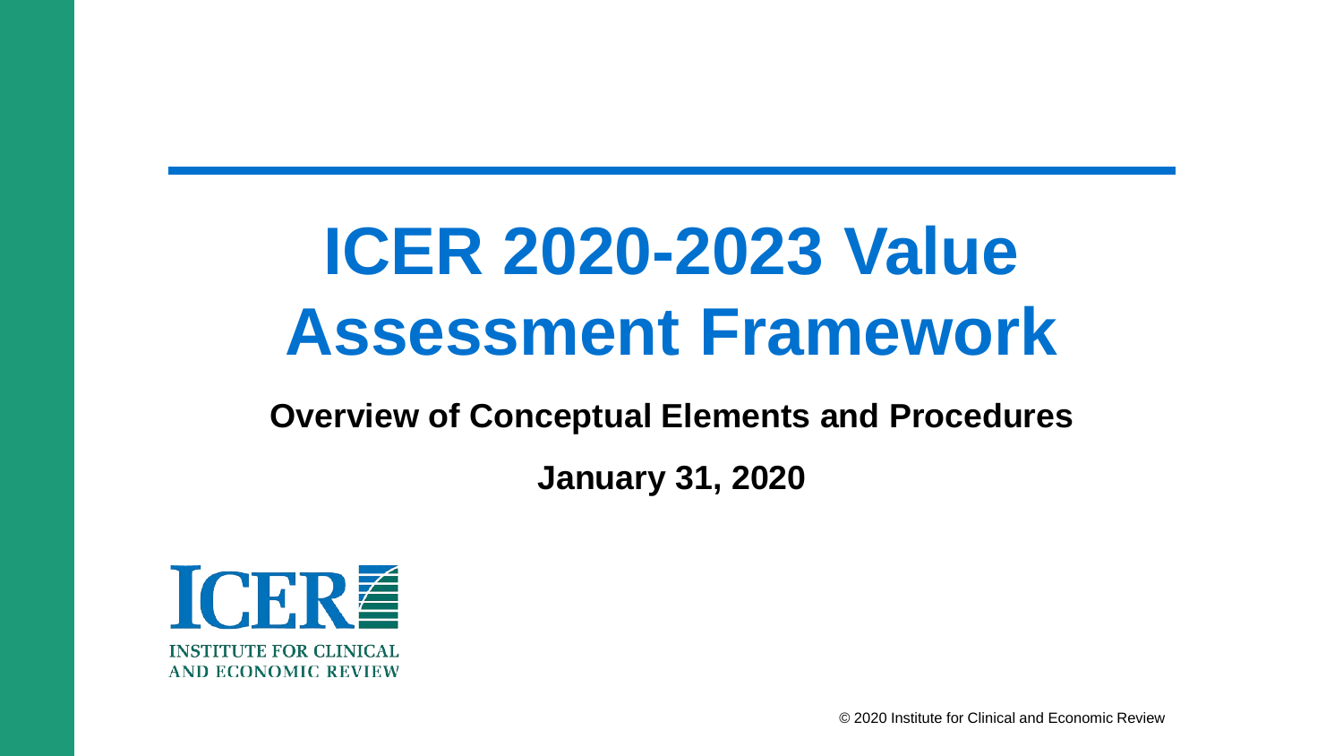# ICER 2020-2023 Value Assessment Framework

**Overview of Conceptual Elements and Procedures**

**January 31, 2020**

ICER
INSTITUTE FOR CLINICAL AND ECONOMIC REVIEW

© 2020 Institute for Clinical and Economic Review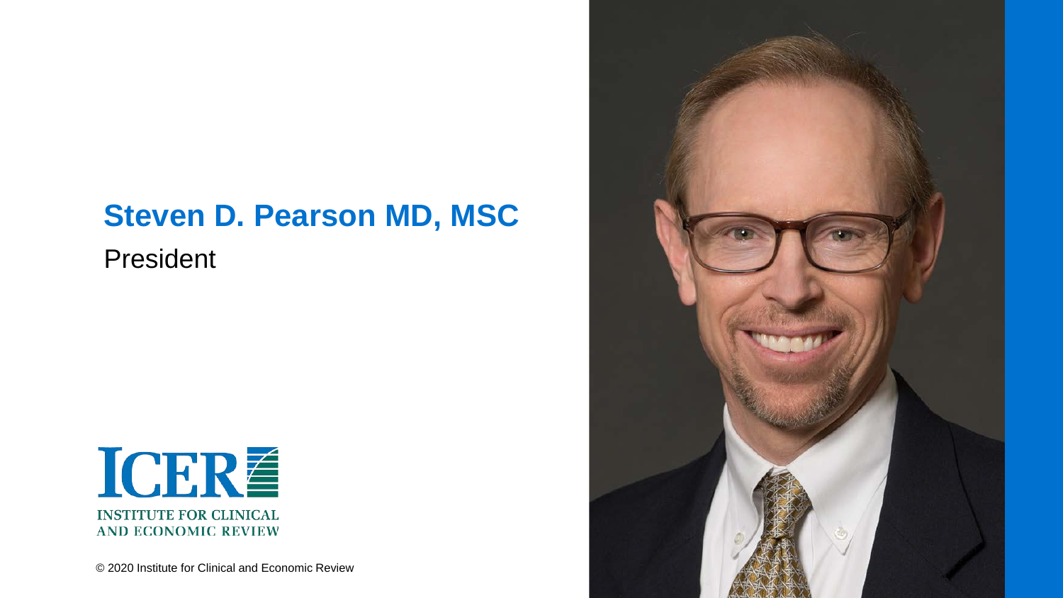## Steven D. Pearson MD, MSC

President

INSTITUTE FOR CLINICAL AND ECONOMIC REVIEW

© 2020 Institute for Clinical and Economic Review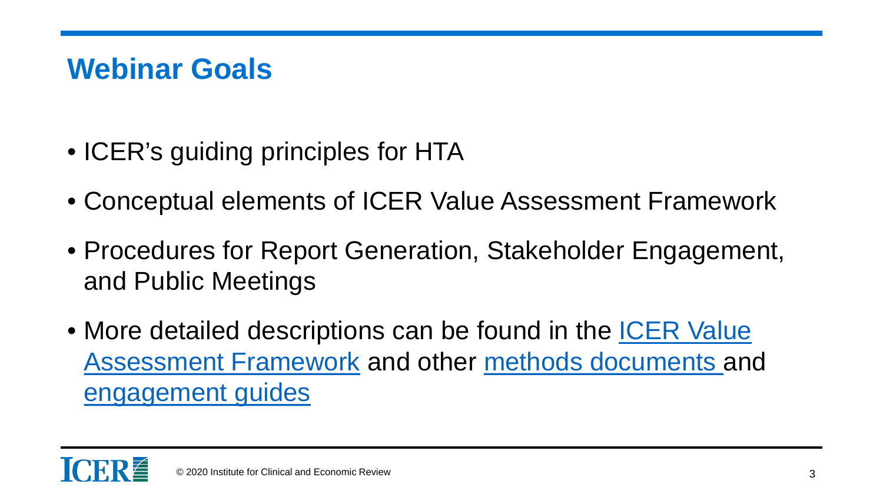## Webinar Goals

- ICER's guiding principles for HTA
- Conceptual elements of ICER Value Assessment Framework
- Procedures for Report Generation, Stakeholder Engagement, and Public Meetings
- More detailed descriptions can be found in the ICER Value Assessment Framework and other methods documents and engagement guides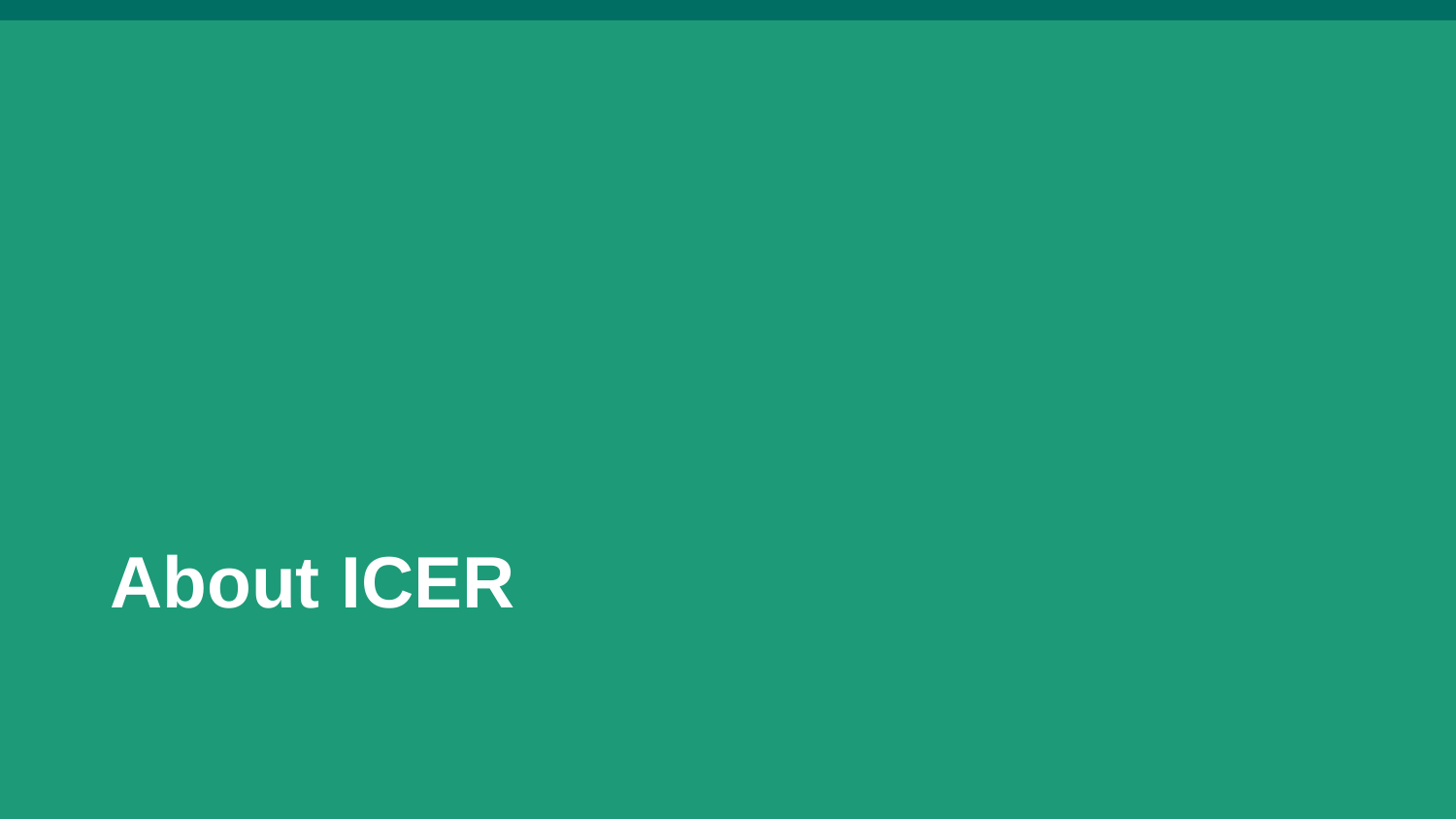# About ICER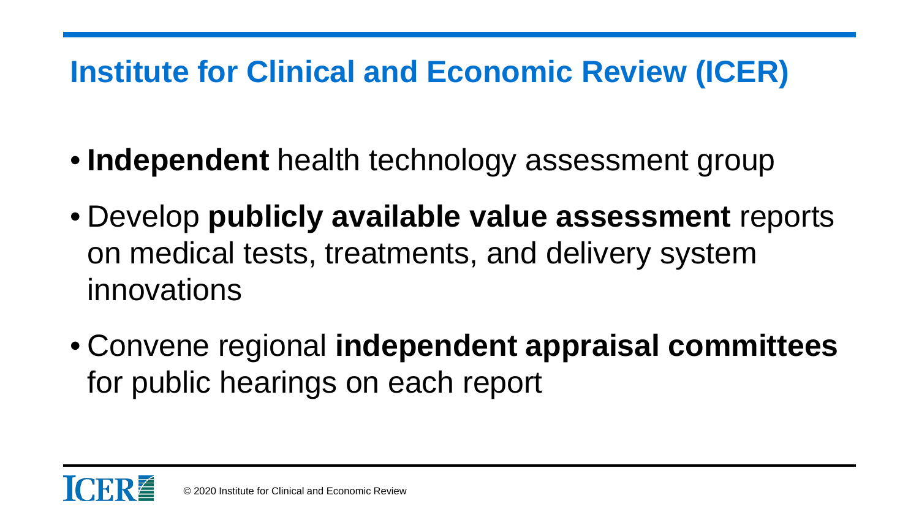## Institute for Clinical and Economic Review (ICER)

- **Independent** health technology assessment group
- Develop **publicly available value assessment** reports on medical tests, treatments, and delivery system innovations
- Convene regional **independent appraisal committees** for public hearings on each report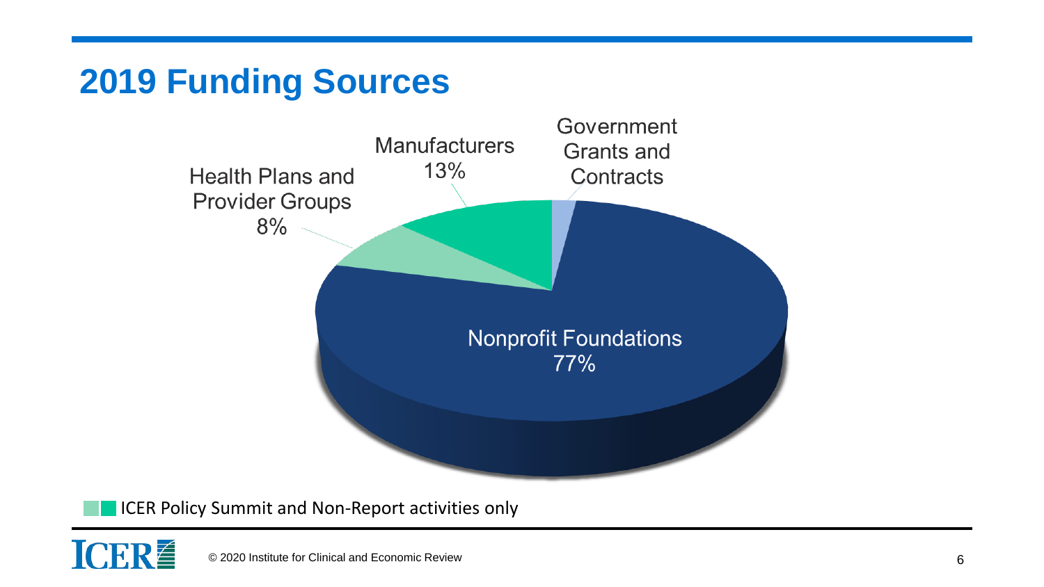## 2019 Funding Sources

Government Grants and Contracts

Manufacturers 13%

Health Plans and Provider Groups 8%

Nonprofit Foundations 77%

ICER Policy Summit and Non-Report activities only

© 2020 Institute for Clinical and Economic Review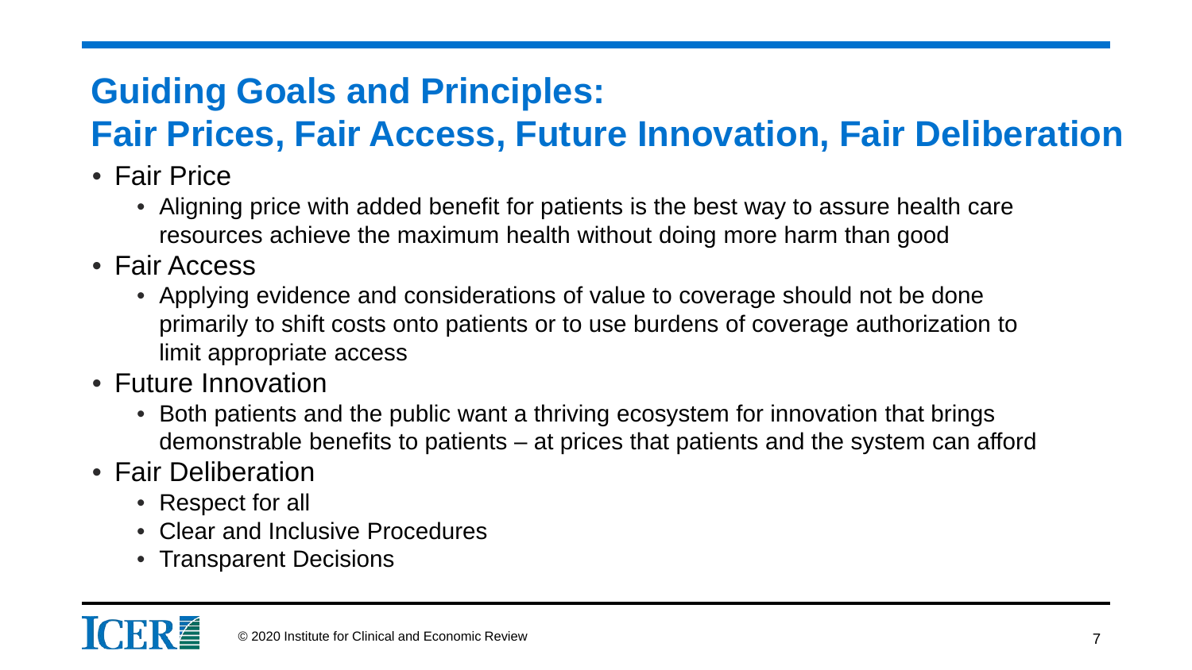## Guiding Goals and Principles: Fair Prices, Fair Access, Future Innovation, Fair Deliberation

- Fair Price
  - Aligning price with added benefit for patients is the best way to assure health care resources achieve the maximum health without doing more harm than good
- Fair Access
  - Applying evidence and considerations of value to coverage should not be done primarily to shift costs onto patients or to use burdens of coverage authorization to limit appropriate access
- Future Innovation
  - Both patients and the public want a thriving ecosystem for innovation that brings demonstrable benefits to patients – at prices that patients and the system can afford
- Fair Deliberation
  - Respect for all
  - Clear and Inclusive Procedures
  - Transparent Decisions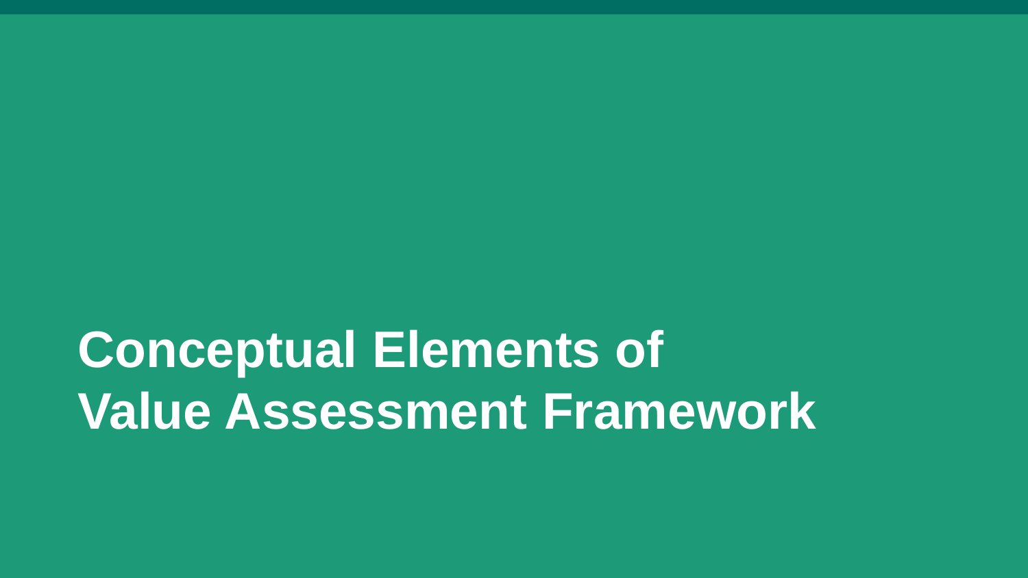# Conceptual Elements of Value Assessment Framework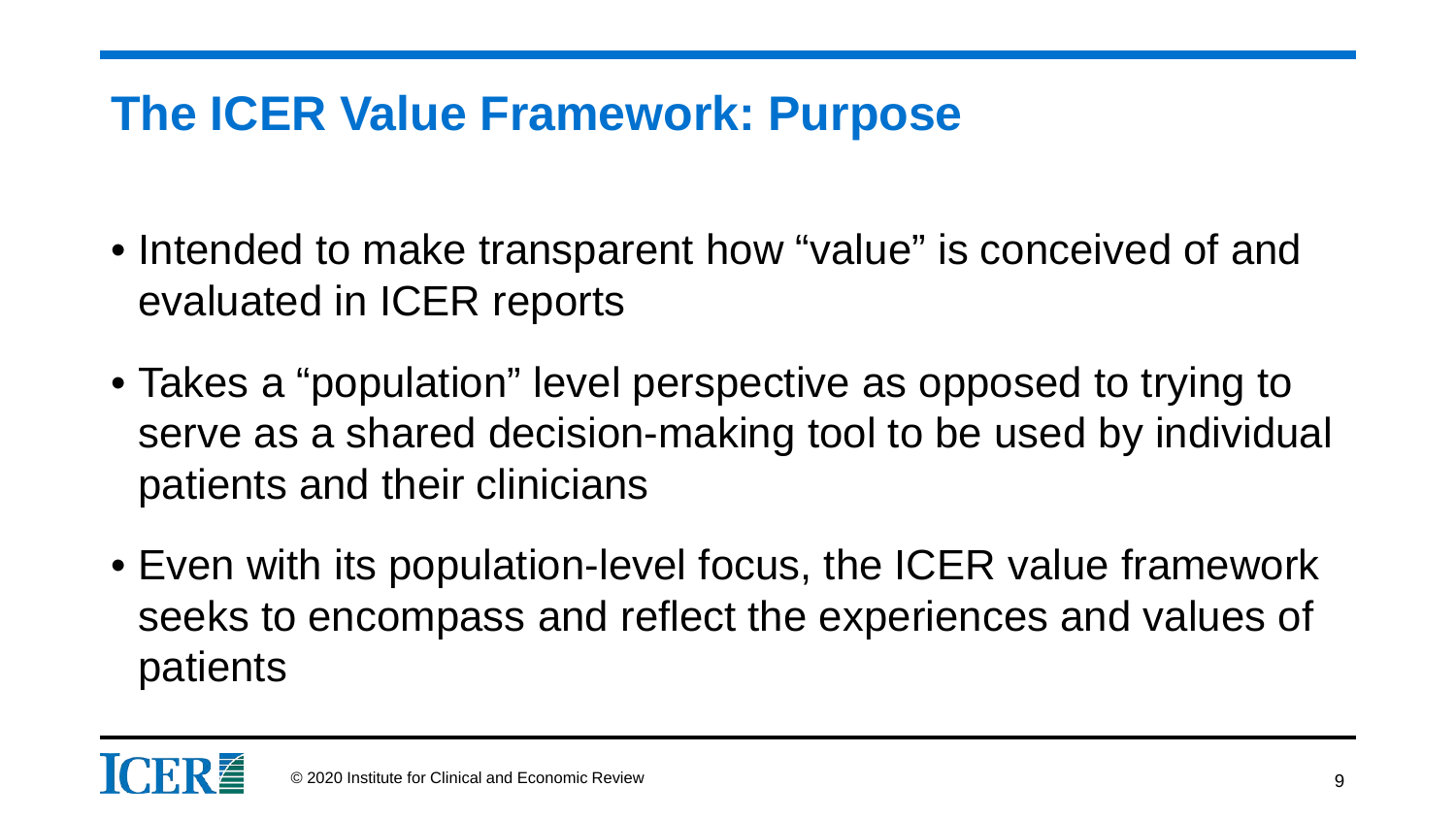## The ICER Value Framework: Purpose

- Intended to make transparent how “value” is conceived of and evaluated in ICER reports
- Takes a “population” level perspective as opposed to trying to serve as a shared decision-making tool to be used by individual patients and their clinicians
- Even with its population-level focus, the ICER value framework seeks to encompass and reflect the experiences and values of patients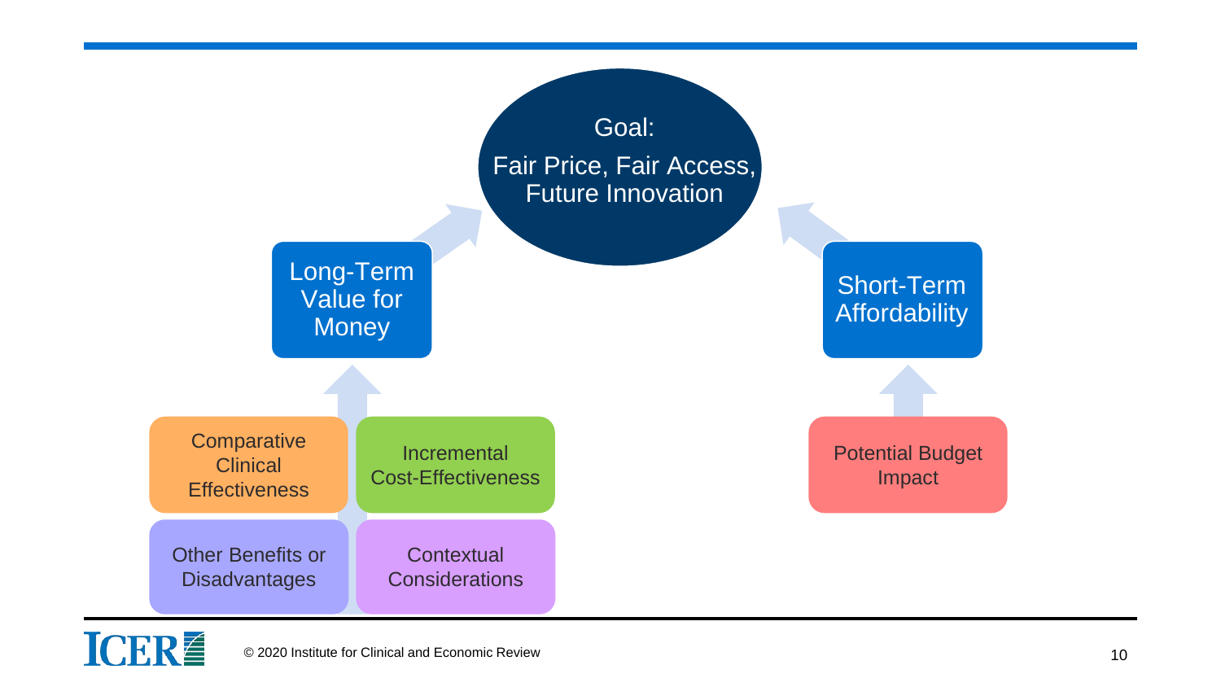**Goal:**
Fair Price, Fair Access, Future Innovation

**Long-Term Value for Money**

- Comparative Clinical Effectiveness
- Incremental Cost-Effectiveness
- Other Benefits or Disadvantages
- Contextual Considerations

**Short-Term Affordability**

- Potential Budget Impact

© 2020 Institute for Clinical and Economic Review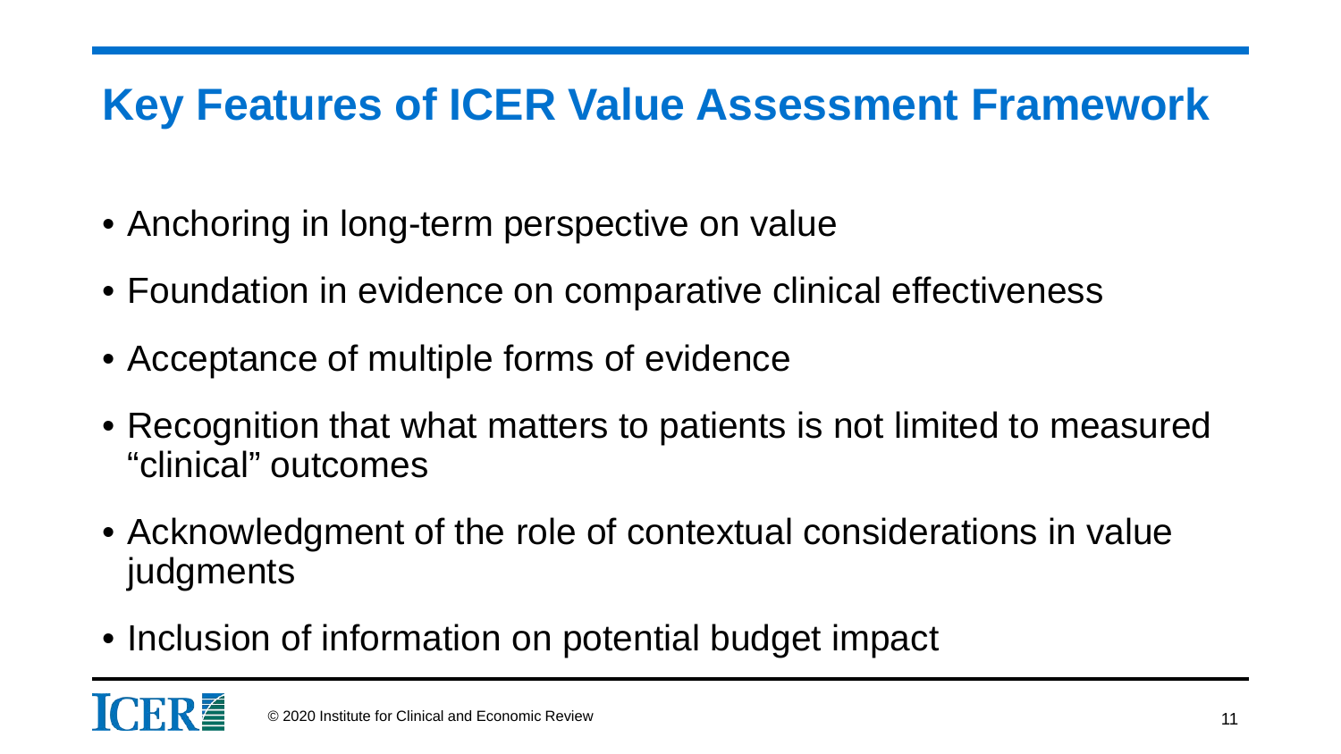# Key Features of ICER Value Assessment Framework

- Anchoring in long-term perspective on value
- Foundation in evidence on comparative clinical effectiveness
- Acceptance of multiple forms of evidence
- Recognition that what matters to patients is not limited to measured "clinical" outcomes
- Acknowledgment of the role of contextual considerations in value judgments
- Inclusion of information on potential budget impact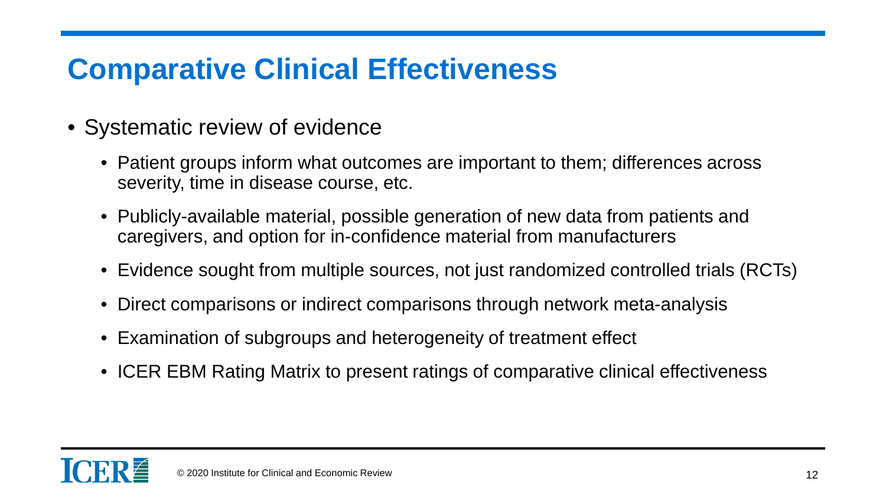# Comparative Clinical Effectiveness

- Systematic review of evidence
  - Patient groups inform what outcomes are important to them; differences across severity, time in disease course, etc.
  - Publicly-available material, possible generation of new data from patients and caregivers, and option for in-confidence material from manufacturers
  - Evidence sought from multiple sources, not just randomized controlled trials (RCTs)
  - Direct comparisons or indirect comparisons through network meta-analysis
  - Examination of subgroups and heterogeneity of treatment effect
  - ICER EBM Rating Matrix to present ratings of comparative clinical effectiveness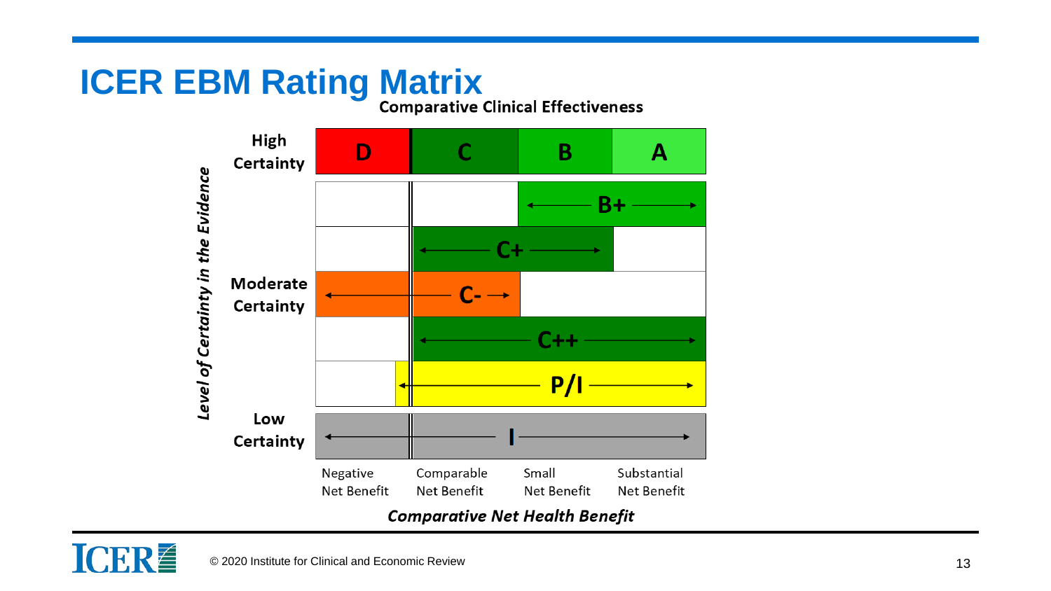# ICER EBM Rating Matrix

**Comparative Clinical Effectiveness**

*Level of Certainty in the Evidence*

| | Negative Net Benefit | Comparable Net Benefit | Small Net Benefit | Substantial Net Benefit |
|---|---|---|---|---|
| **High Certainty** | D | C | B | A |
| | | | B+ | B+ |
| | | C+ | C+ | |
| **Moderate Certainty** | C- | C- | | |
| | | C++ | C++ | C++ |
| | P/I | P/I | P/I | P/I |
| **Low Certainty** | I | I | I | I |

***Comparative Net Health Benefit***

© 2020 Institute for Clinical and Economic Review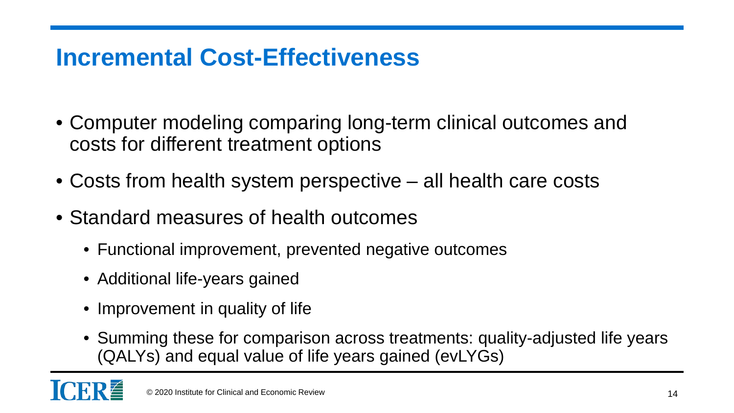## Incremental Cost-Effectiveness

- Computer modeling comparing long-term clinical outcomes and costs for different treatment options
- Costs from health system perspective – all health care costs
- Standard measures of health outcomes
  - Functional improvement, prevented negative outcomes
  - Additional life-years gained
  - Improvement in quality of life
  - Summing these for comparison across treatments: quality-adjusted life years (QALYs) and equal value of life years gained (evLYGs)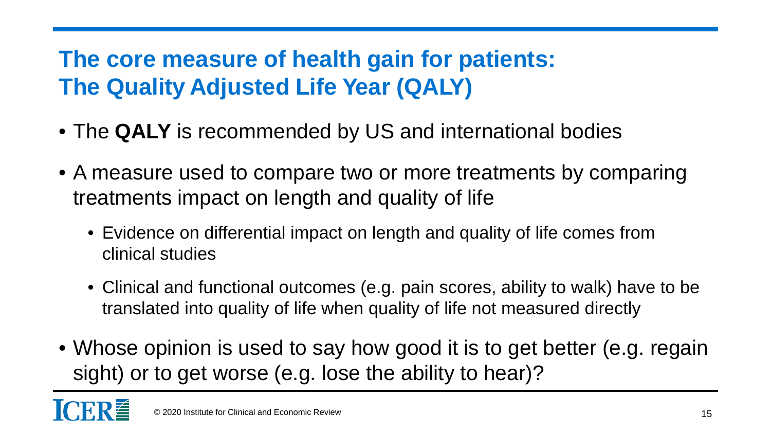## The core measure of health gain for patients: The Quality Adjusted Life Year (QALY)

- The **QALY** is recommended by US and international bodies
- A measure used to compare two or more treatments by comparing treatments impact on length and quality of life
  - Evidence on differential impact on length and quality of life comes from clinical studies
  - Clinical and functional outcomes (e.g. pain scores, ability to walk) have to be translated into quality of life when quality of life not measured directly
- Whose opinion is used to say how good it is to get better (e.g. regain sight) or to get worse (e.g. lose the ability to hear)?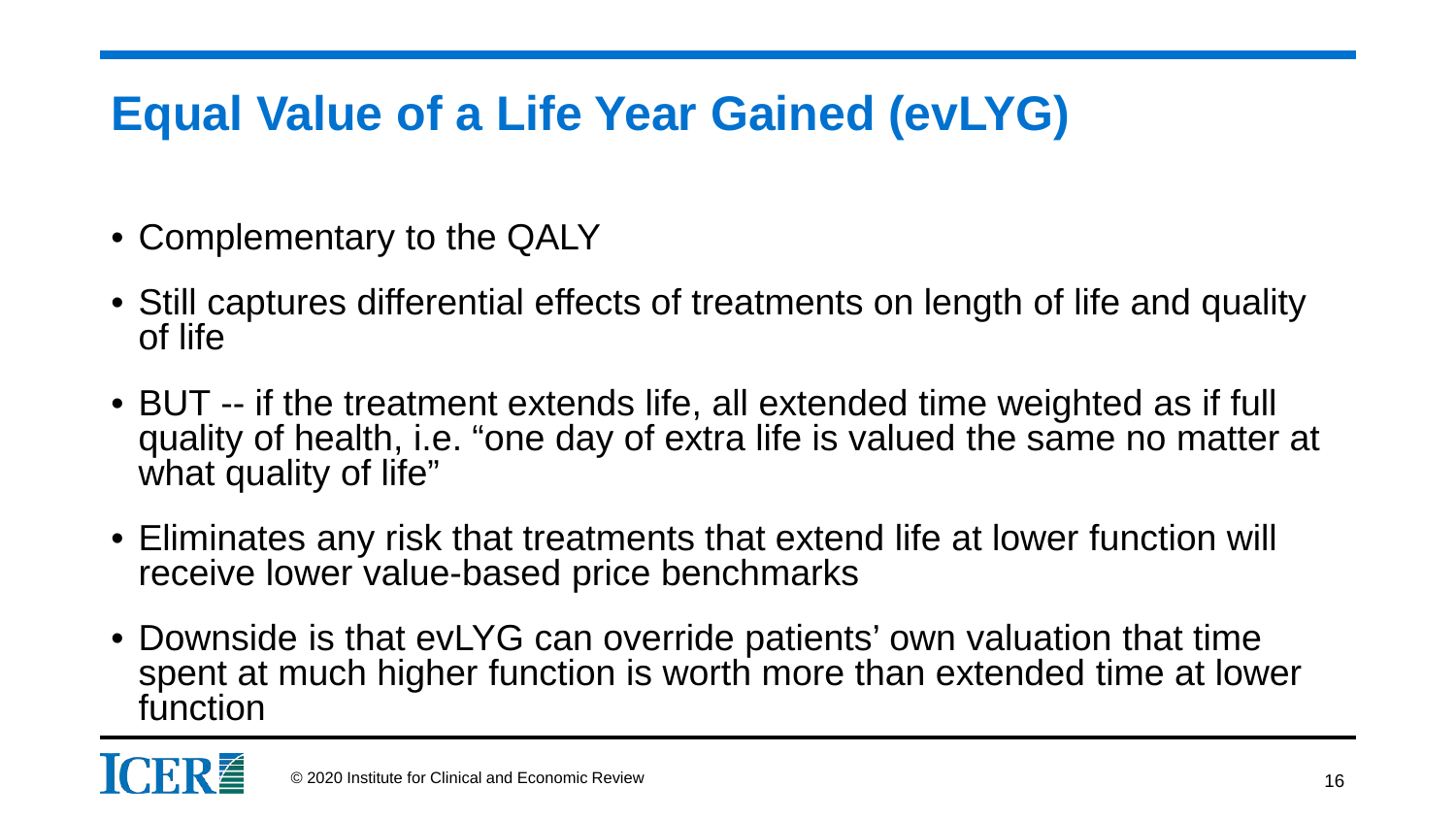# Equal Value of a Life Year Gained (evLYG)

- Complementary to the QALY
- Still captures differential effects of treatments on length of life and quality of life
- BUT -- if the treatment extends life, all extended time weighted as if full quality of health, i.e. "one day of extra life is valued the same no matter at what quality of life"
- Eliminates any risk that treatments that extend life at lower function will receive lower value-based price benchmarks
- Downside is that evLYG can override patients' own valuation that time spent at much higher function is worth more than extended time at lower function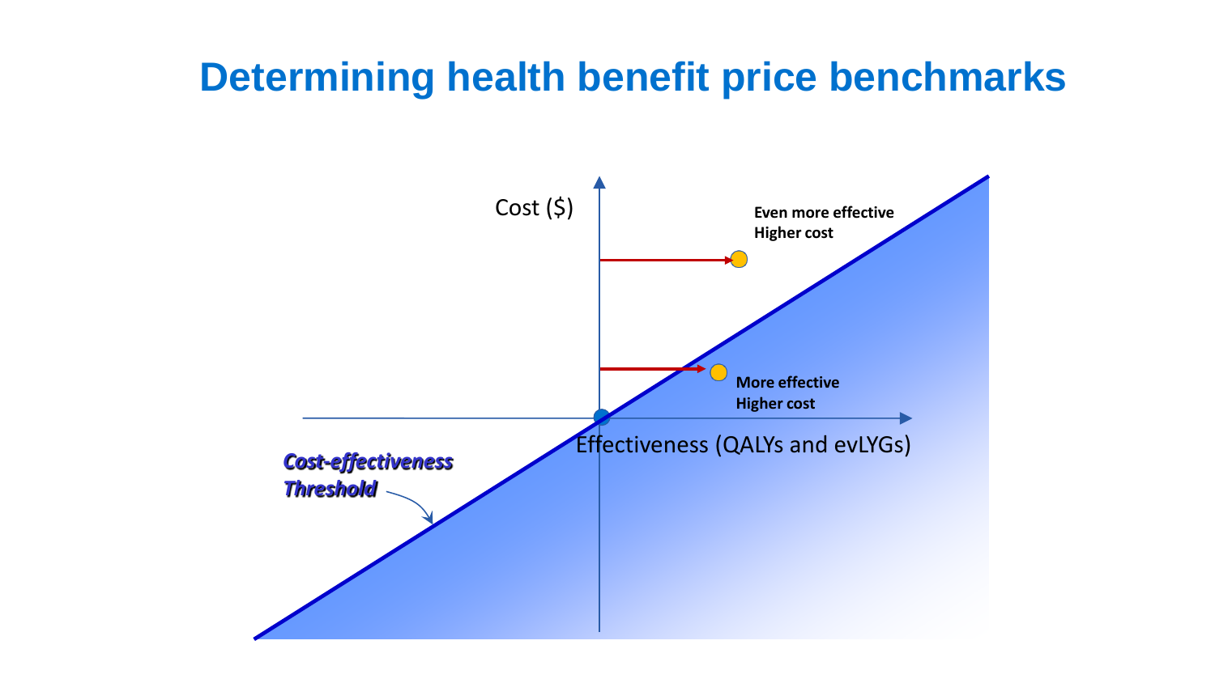# Determining health benefit price benchmarks

Cost ($)

Even more effective
Higher cost

More effective
Higher cost

Effectiveness (QALYs and evLYGs)

***Cost-effectiveness Threshold***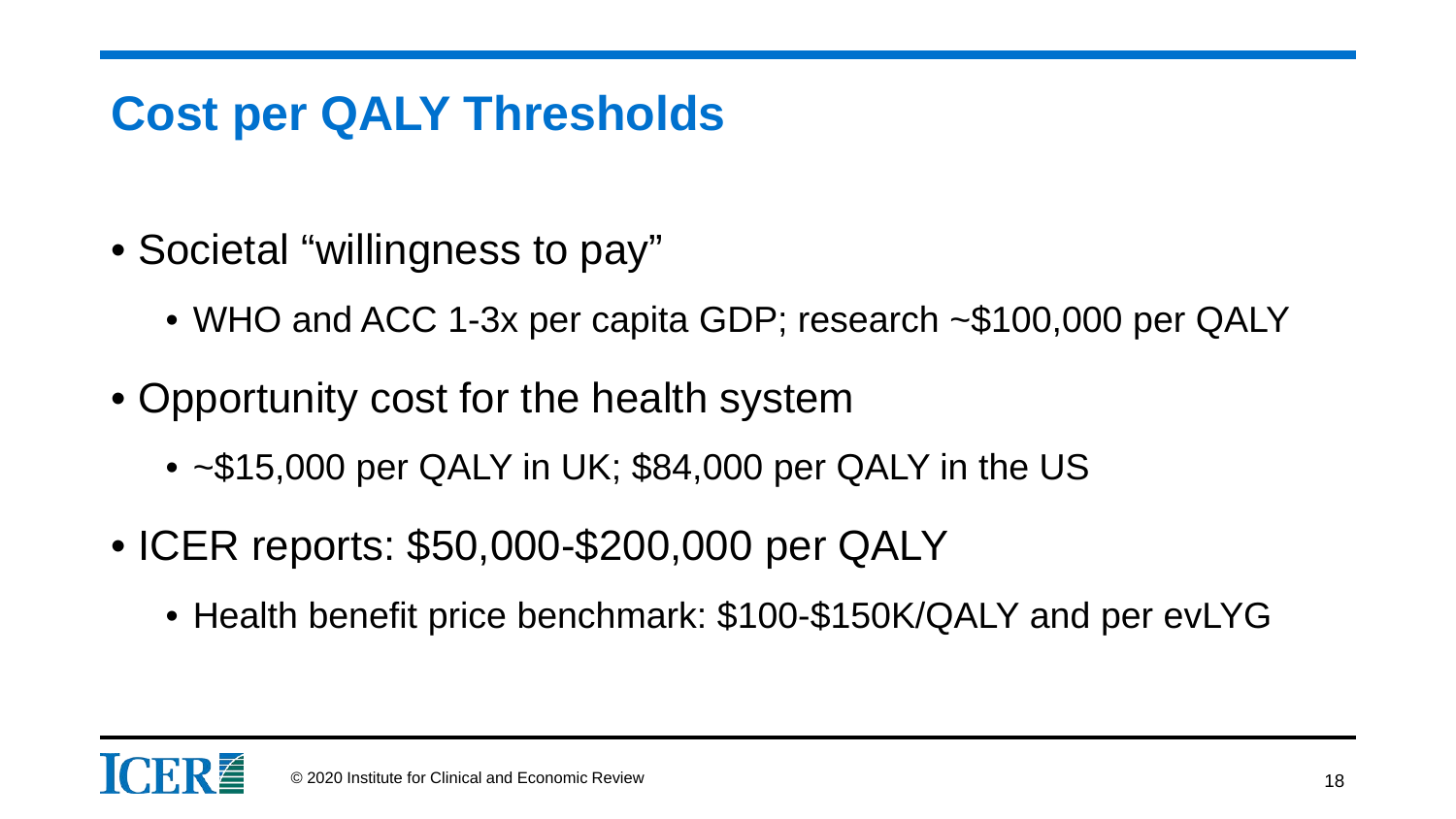# Cost per QALY Thresholds

- Societal "willingness to pay"
  - WHO and ACC 1-3x per capita GDP; research ~$100,000 per QALY
- Opportunity cost for the health system
  - ~$15,000 per QALY in UK; $84,000 per QALY in the US
- ICER reports: $50,000-$200,000 per QALY
  - Health benefit price benchmark: $100-$150K/QALY and per evLYG

© 2020 Institute for Clinical and Economic Review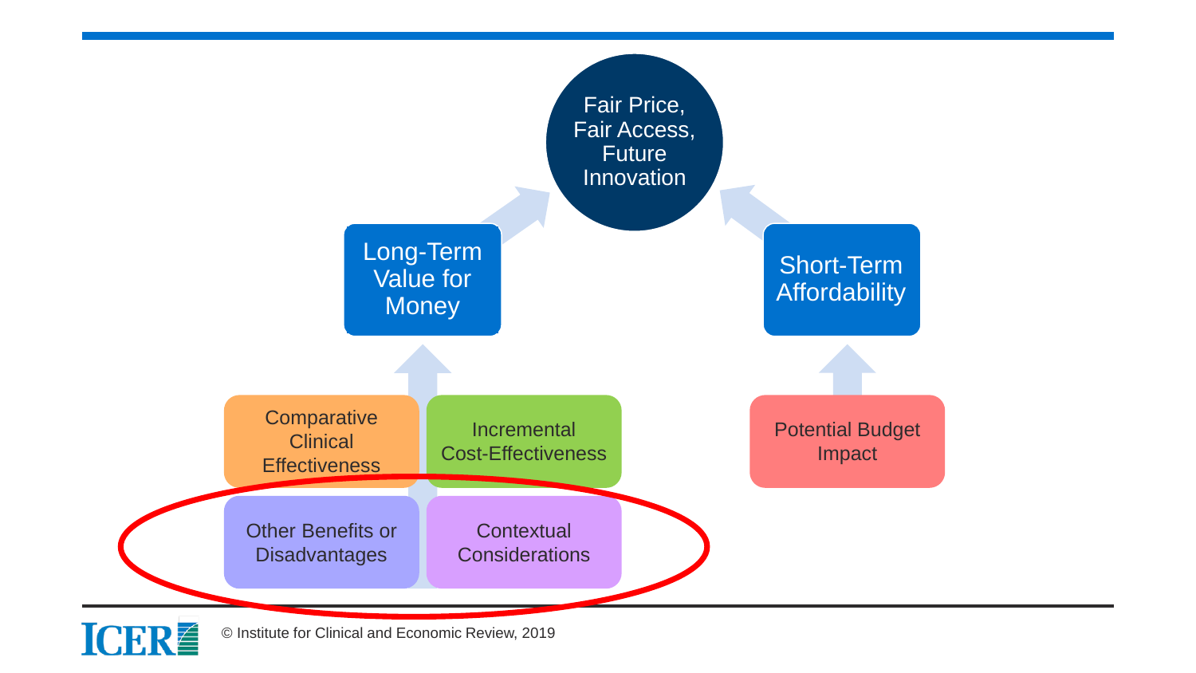Fair Price, Fair Access, Future Innovation

Long-Term Value for Money

Short-Term Affordability

Comparative Clinical Effectiveness

Incremental Cost-Effectiveness

Other Benefits or Disadvantages

Contextual Considerations

Potential Budget Impact

© Institute for Clinical and Economic Review, 2019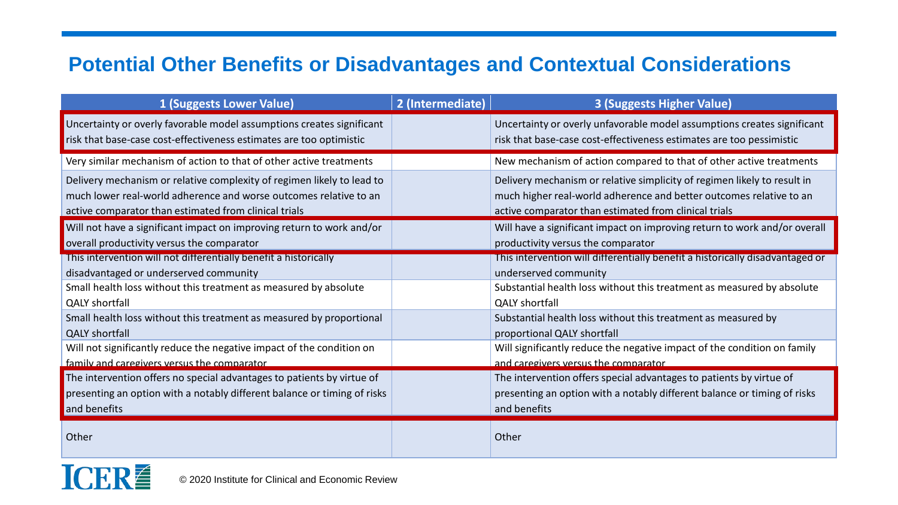# Potential Other Benefits or Disadvantages and Contextual Considerations

| 1 (Suggests Lower Value) | 2 (Intermediate) | 3 (Suggests Higher Value) |
| --- | --- | --- |
| Uncertainty or overly favorable model assumptions creates significant risk that base-case cost-effectiveness estimates are too optimistic | | Uncertainty or overly unfavorable model assumptions creates significant risk that base-case cost-effectiveness estimates are too pessimistic |
| Very similar mechanism of action to that of other active treatments | | New mechanism of action compared to that of other active treatments |
| Delivery mechanism or relative complexity of regimen likely to lead to much lower real-world adherence and worse outcomes relative to an active comparator than estimated from clinical trials | | Delivery mechanism or relative simplicity of regimen likely to result in much higher real-world adherence and better outcomes relative to an active comparator than estimated from clinical trials |
| Will not have a significant impact on improving return to work and/or overall productivity versus the comparator | | Will have a significant impact on improving return to work and/or overall productivity versus the comparator |
| This intervention will not differentially benefit a historically disadvantaged or underserved community | | This intervention will differentially benefit a historically disadvantaged or underserved community |
| Small health loss without this treatment as measured by absolute QALY shortfall | | Substantial health loss without this treatment as measured by absolute QALY shortfall |
| Small health loss without this treatment as measured by proportional QALY shortfall | | Substantial health loss without this treatment as measured by proportional QALY shortfall |
| Will not significantly reduce the negative impact of the condition on family and caregivers versus the comparator | | Will significantly reduce the negative impact of the condition on family and caregivers versus the comparator |
| The intervention offers no special advantages to patients by virtue of presenting an option with a notably different balance or timing of risks and benefits | | The intervention offers special advantages to patients by virtue of presenting an option with a notably different balance or timing of risks and benefits |
| Other | | Other |

© 2020 Institute for Clinical and Economic Review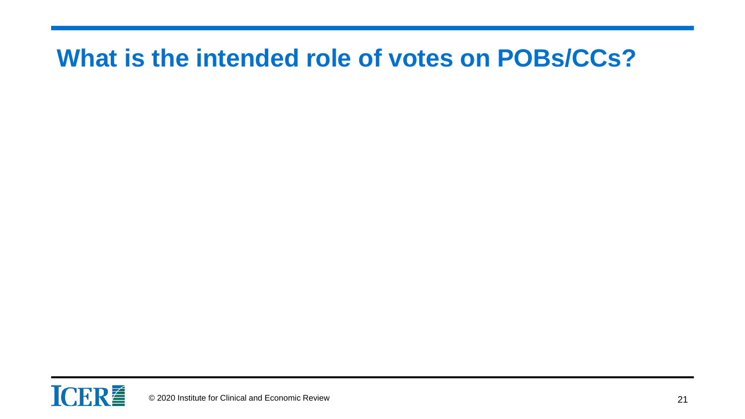# What is the intended role of votes on POBs/CCs?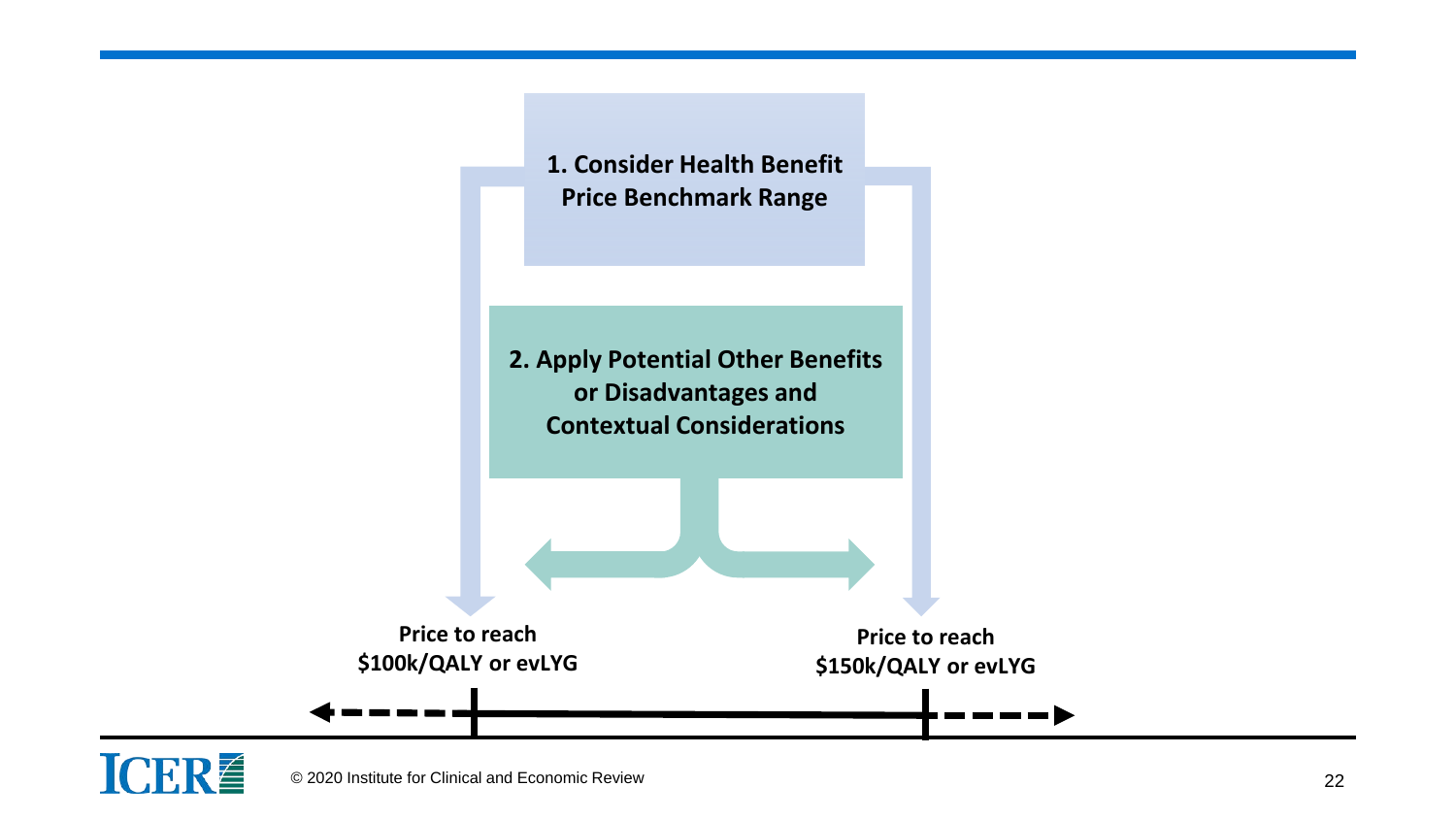**1. Consider Health Benefit Price Benchmark Range**

**2. Apply Potential Other Benefits or Disadvantages and Contextual Considerations**

**Price to reach \$100k/QALY or evLYG**

**Price to reach \$150k/QALY or evLYG**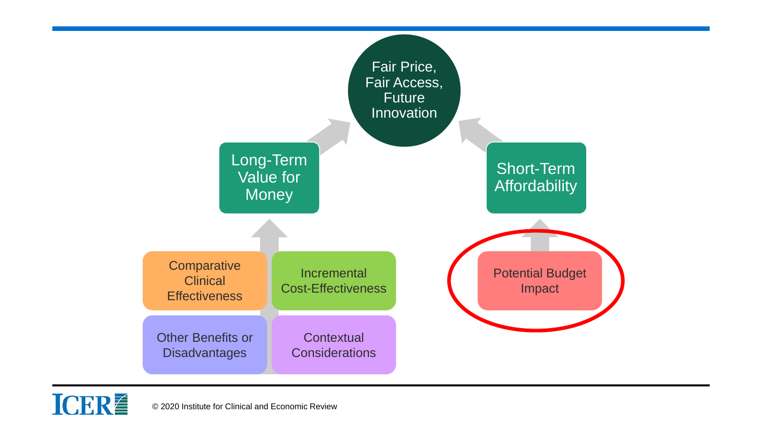Fair Price, Fair Access, Future Innovation

Long-Term Value for Money

Short-Term Affordability

Comparative Clinical Effectiveness

Incremental Cost-Effectiveness

Other Benefits or Disadvantages

Contextual Considerations

Potential Budget Impact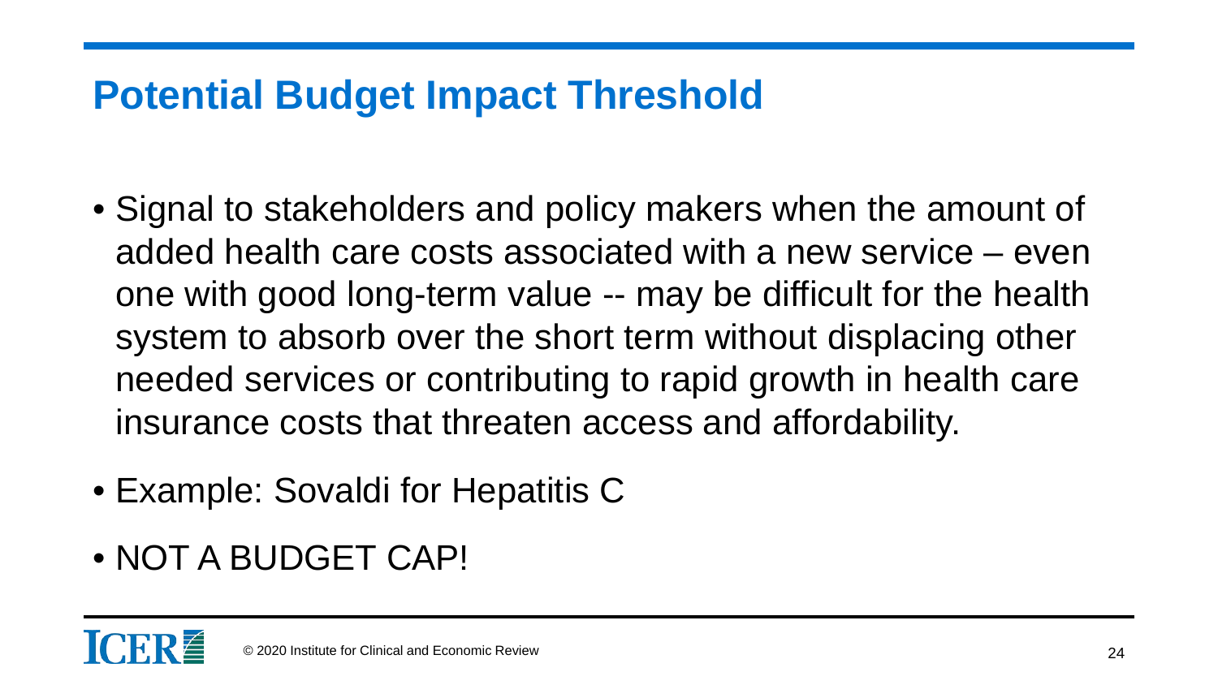# Potential Budget Impact Threshold

- Signal to stakeholders and policy makers when the amount of added health care costs associated with a new service – even one with good long-term value -- may be difficult for the health system to absorb over the short term without displacing other needed services or contributing to rapid growth in health care insurance costs that threaten access and affordability.
- Example: Sovaldi for Hepatitis C
- NOT A BUDGET CAP!

© 2020 Institute for Clinical and Economic Review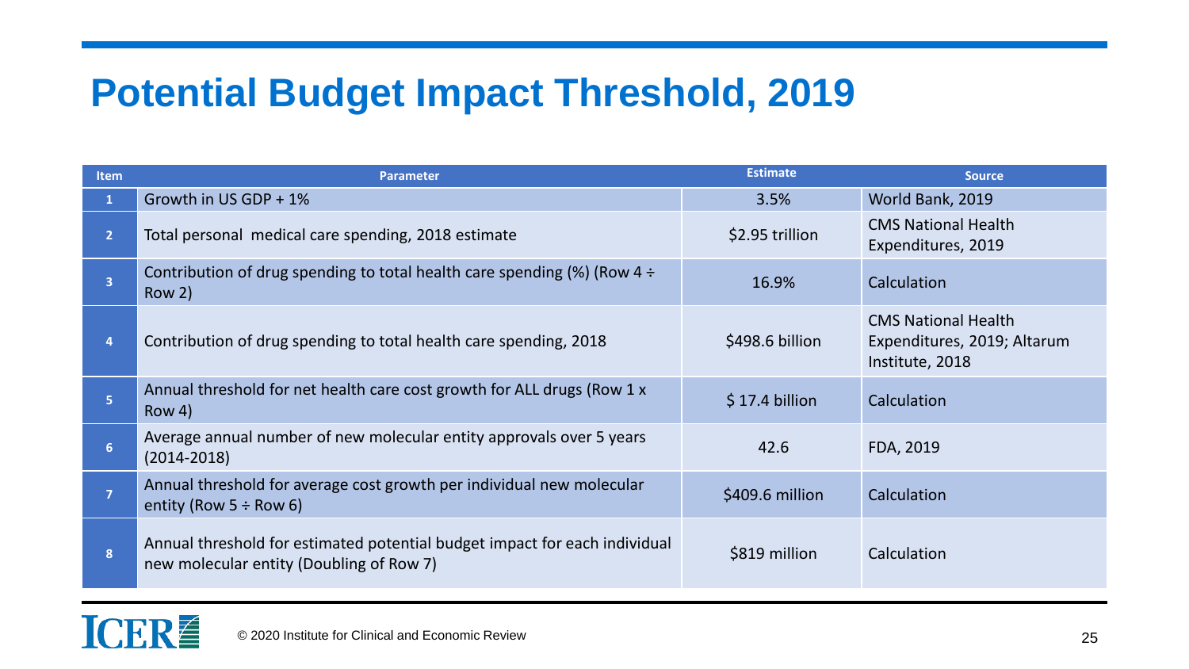# Potential Budget Impact Threshold, 2019

| Item | Parameter | Estimate | Source |
|---|---|---|---|
| 1 | Growth in US GDP + 1% | 3.5% | World Bank, 2019 |
| 2 | Total personal medical care spending, 2018 estimate | $2.95 trillion | CMS National Health Expenditures, 2019 |
| 3 | Contribution of drug spending to total health care spending (%) (Row 4 ÷ Row 2) | 16.9% | Calculation |
| 4 | Contribution of drug spending to total health care spending, 2018 | $498.6 billion | CMS National Health Expenditures, 2019; Altarum Institute, 2018 |
| 5 | Annual threshold for net health care cost growth for ALL drugs (Row 1 x Row 4) | $ 17.4 billion | Calculation |
| 6 | Average annual number of new molecular entity approvals over 5 years (2014-2018) | 42.6 | FDA, 2019 |
| 7 | Annual threshold for average cost growth per individual new molecular entity (Row 5 ÷ Row 6) | $409.6 million | Calculation |
| 8 | Annual threshold for estimated potential budget impact for each individual new molecular entity (Doubling of Row 7) | $819 million | Calculation |

© 2020 Institute for Clinical and Economic Review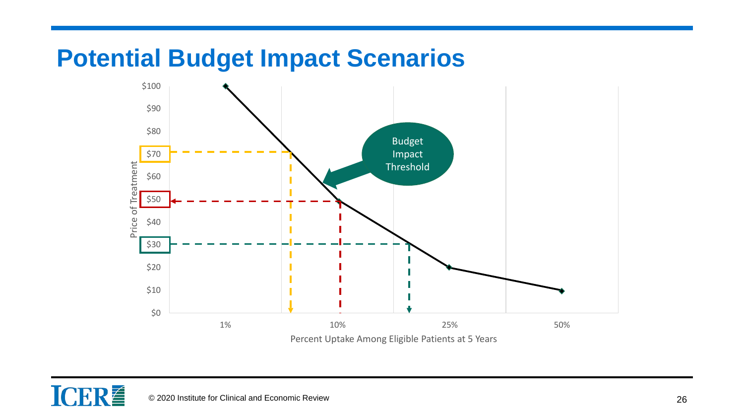# Potential Budget Impact Scenarios

Price of Treatment: $0, $10, $20, $30, $40, $50, $60, $70, $80, $90, $100

Budget Impact Threshold

Percent Uptake Among Eligible Patients at 5 Years: 1%, 10%, 25%, 50%

© 2020 Institute for Clinical and Economic Review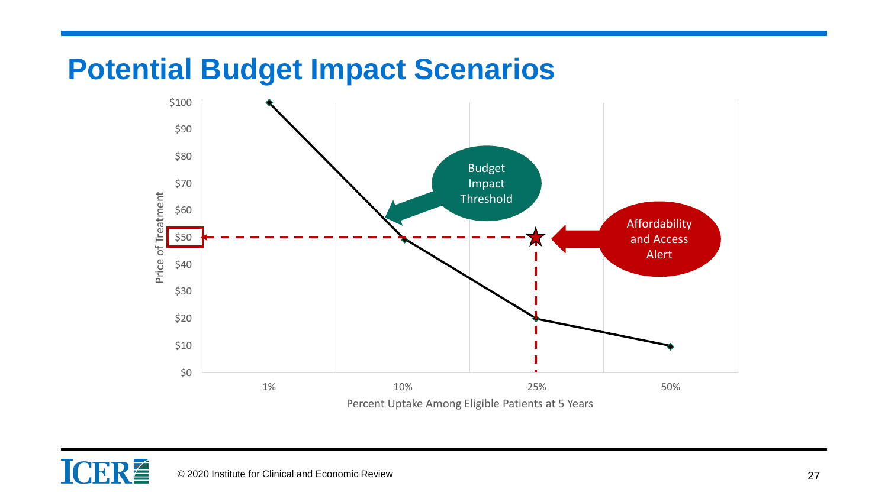# Potential Budget Impact Scenarios

Price of Treatment

$100
$90
$80
$70
$60
$50
$40
$30
$20
$10
$0

1% 10% 25% 50%

Percent Uptake Among Eligible Patients at 5 Years

Budget Impact Threshold

Affordability and Access Alert

© 2020 Institute for Clinical and Economic Review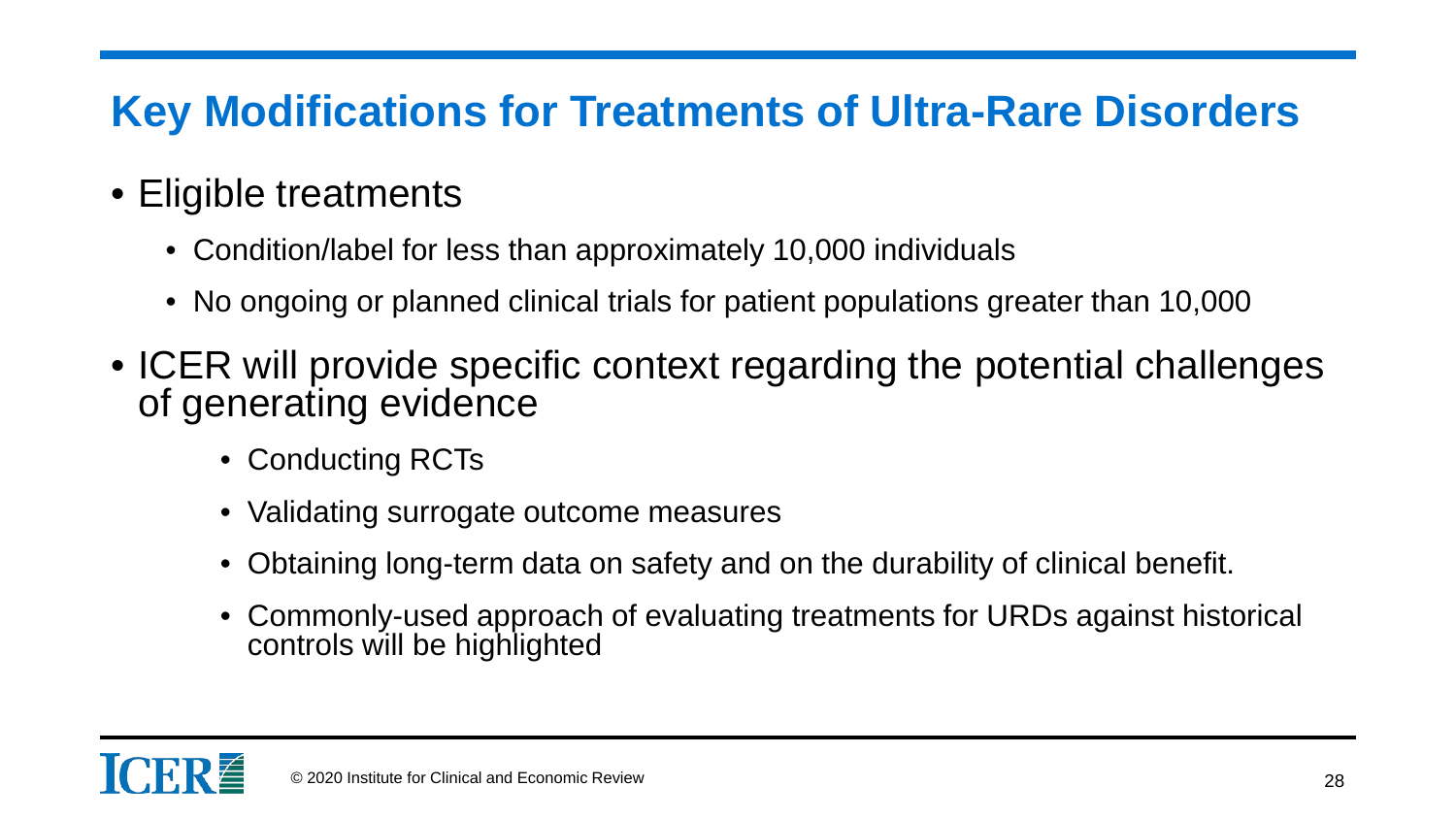## Key Modifications for Treatments of Ultra-Rare Disorders

- Eligible treatments
  - Condition/label for less than approximately 10,000 individuals
  - No ongoing or planned clinical trials for patient populations greater than 10,000
- ICER will provide specific context regarding the potential challenges of generating evidence
  - Conducting RCTs
  - Validating surrogate outcome measures
  - Obtaining long-term data on safety and on the durability of clinical benefit.
  - Commonly-used approach of evaluating treatments for URDs against historical controls will be highlighted

© 2020 Institute for Clinical and Economic Review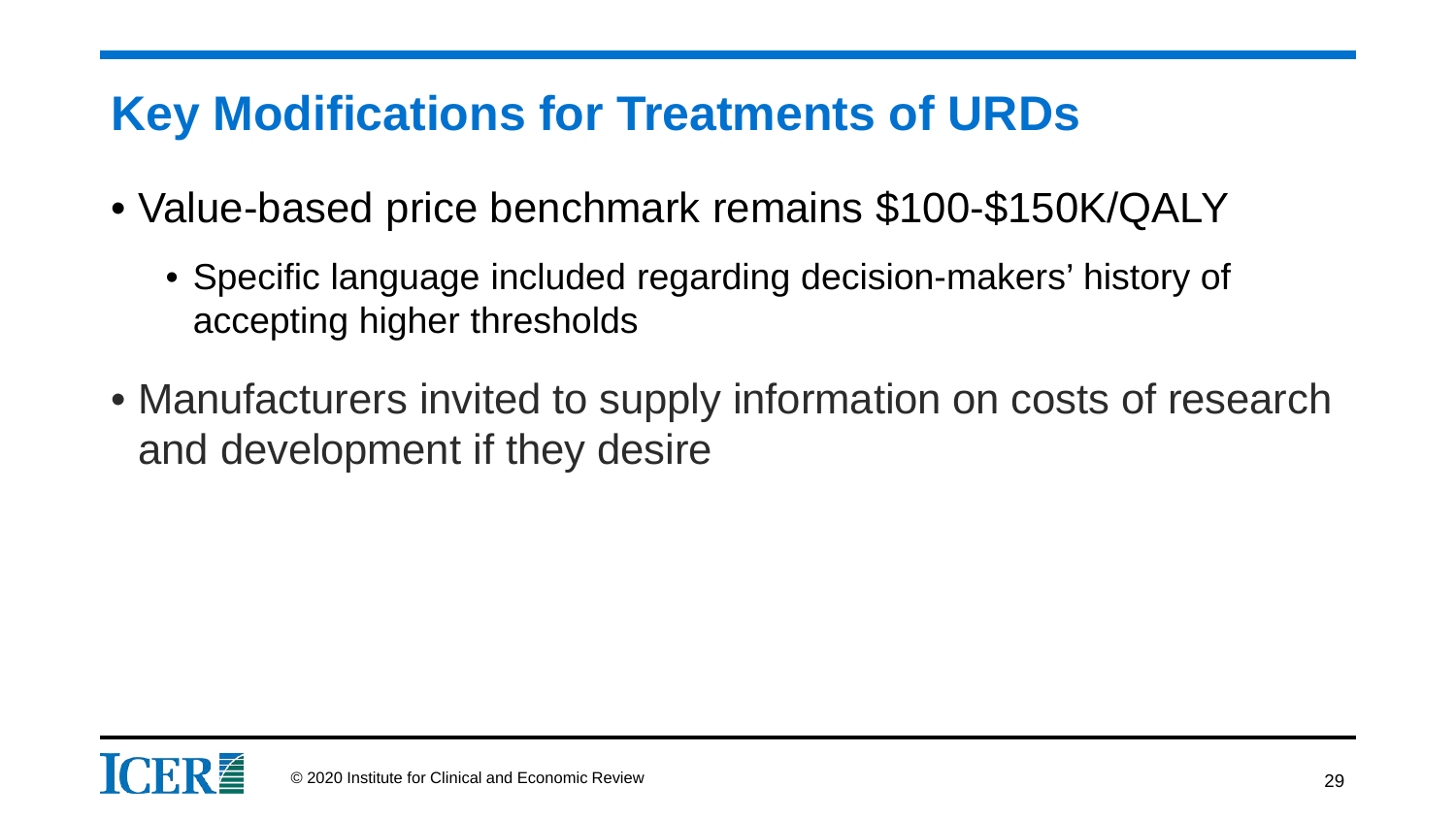# Key Modifications for Treatments of URDs

- Value-based price benchmark remains $100-$150K/QALY
  - Specific language included regarding decision-makers' history of accepting higher thresholds
- Manufacturers invited to supply information on costs of research and development if they desire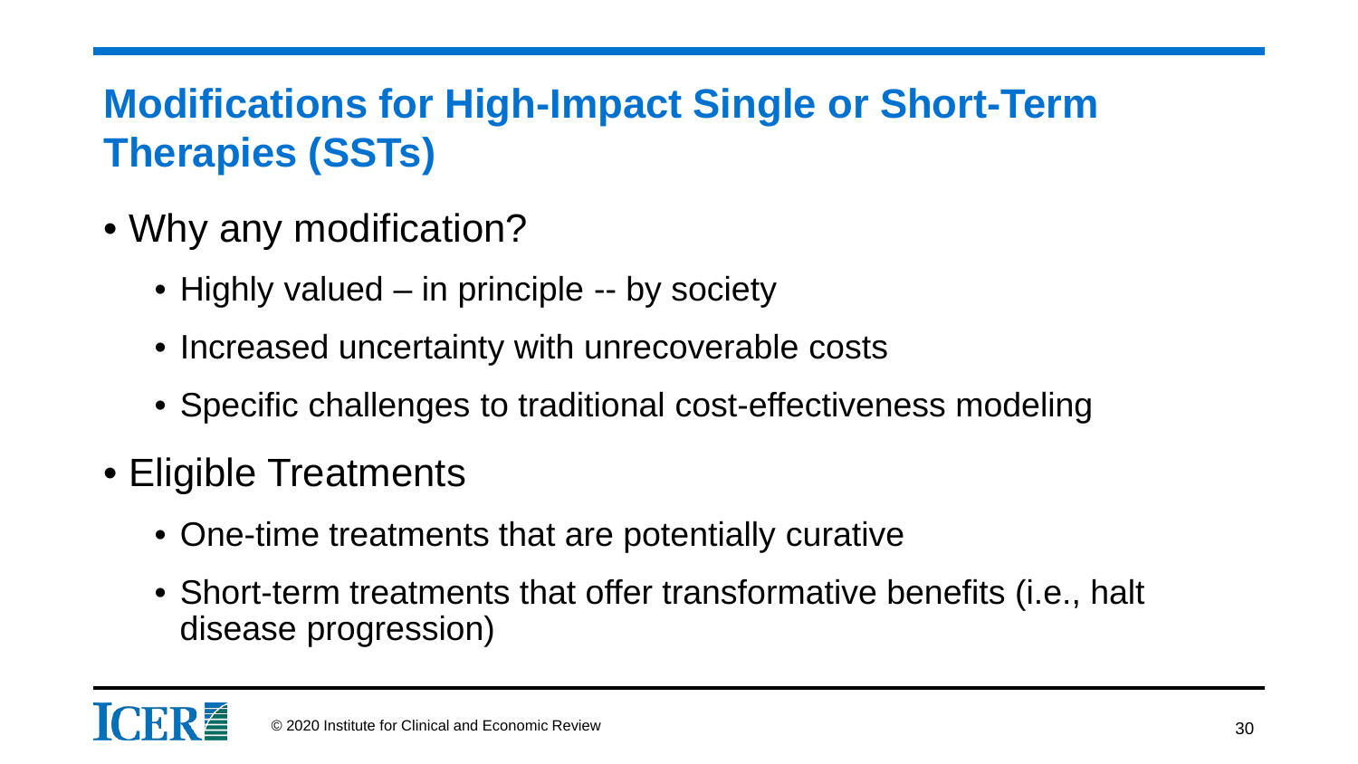## Modifications for High-Impact Single or Short-Term Therapies (SSTs)

- Why any modification?
  - Highly valued – in principle -- by society
  - Increased uncertainty with unrecoverable costs
  - Specific challenges to traditional cost-effectiveness modeling
- Eligible Treatments
  - One-time treatments that are potentially curative
  - Short-term treatments that offer transformative benefits (i.e., halt disease progression)

© 2020 Institute for Clinical and Economic Review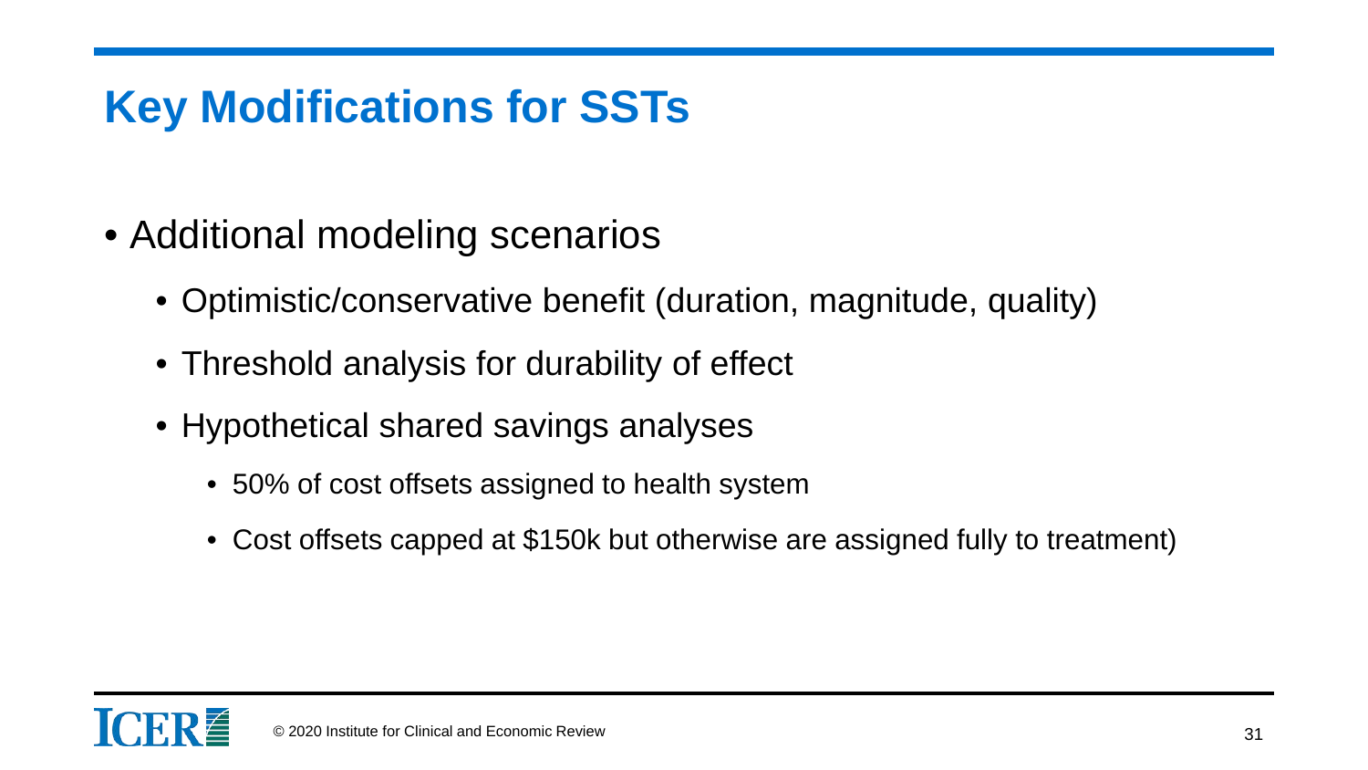# Key Modifications for SSTs

- Additional modeling scenarios
  - Optimistic/conservative benefit (duration, magnitude, quality)
  - Threshold analysis for durability of effect
  - Hypothetical shared savings analyses
    - 50% of cost offsets assigned to health system
    - Cost offsets capped at $150k but otherwise are assigned fully to treatment)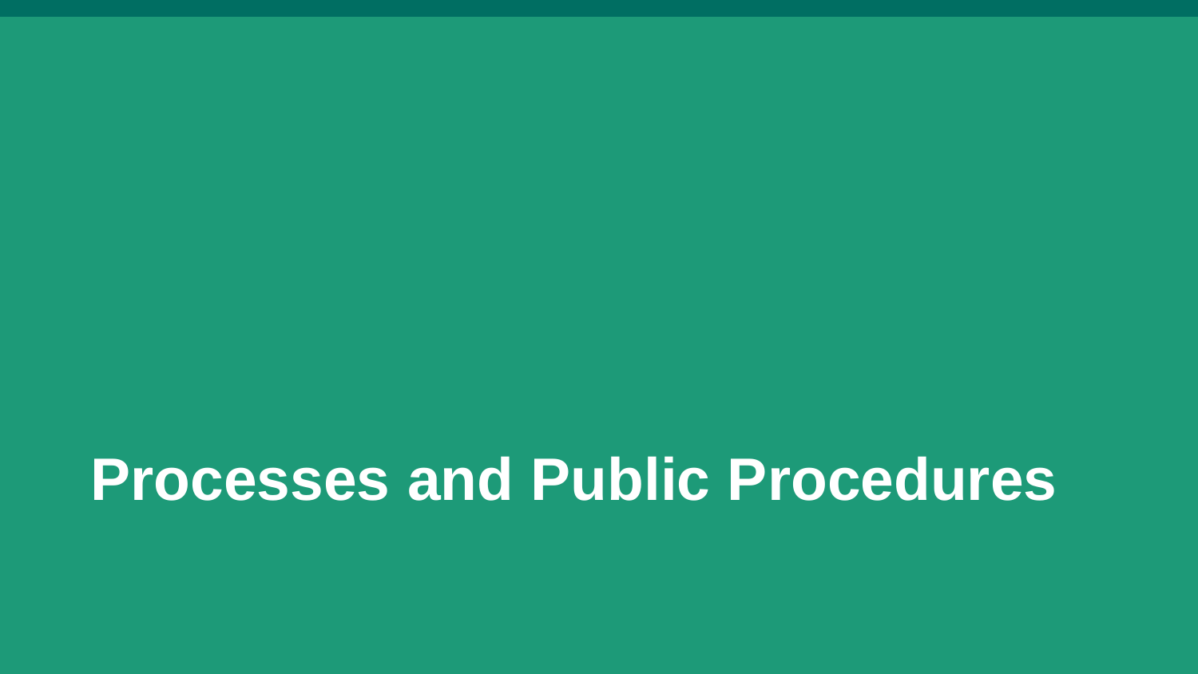# Processes and Public Procedures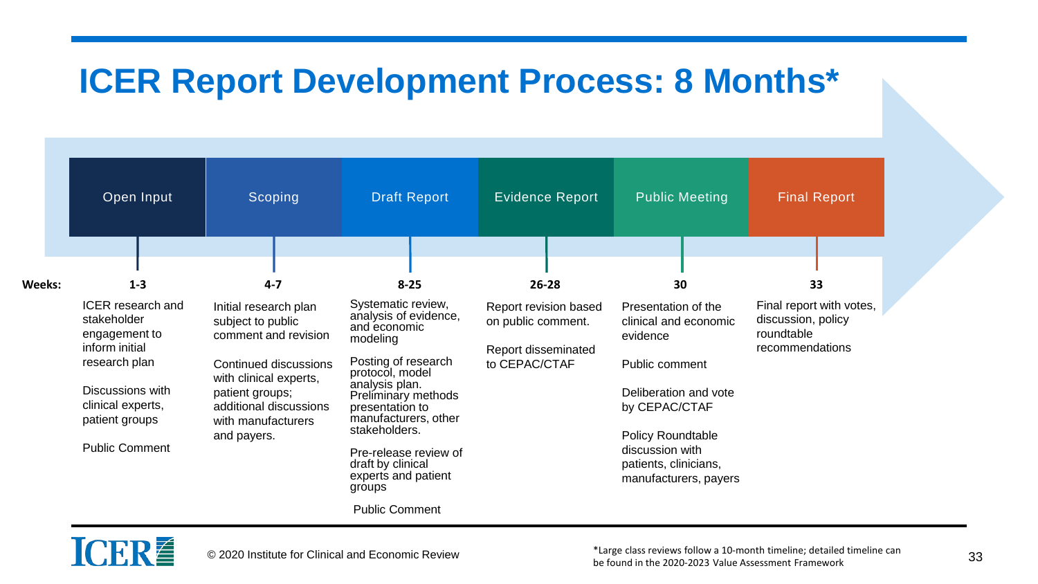# ICER Report Development Process: 8 Months*

| | Open Input | Scoping | Draft Report | Evidence Report | Public Meeting | Final Report |
|---|---|---|---|---|---|---|
| **Weeks:** | **1-3** | **4-7** | **8-25** | **26-28** | **30** | **33** |
| | ICER research and stakeholder engagement to inform initial research plan<br><br>Discussions with clinical experts, patient groups<br><br>Public Comment | Initial research plan subject to public comment and revision<br><br>Continued discussions with clinical experts, patient groups; additional discussions with manufacturers and payers. | Systematic review, analysis of evidence, and economic modeling<br><br>Posting of research protocol, model analysis plan. Preliminary methods presentation to manufacturers, other stakeholders.<br><br>Pre-release review of draft by clinical experts and patient groups<br><br>Public Comment | Report revision based on public comment.<br><br>Report disseminated to CEPAC/CTAF | Presentation of the clinical and economic evidence<br><br>Public comment<br><br>Deliberation and vote by CEPAC/CTAF<br><br>Policy Roundtable discussion with patients, clinicians, manufacturers, payers | Final report with votes, discussion, policy roundtable recommendations |

© 2020 Institute for Clinical and Economic Review

*Large class reviews follow a 10-month timeline; detailed timeline can be found in the 2020-2023 Value Assessment Framework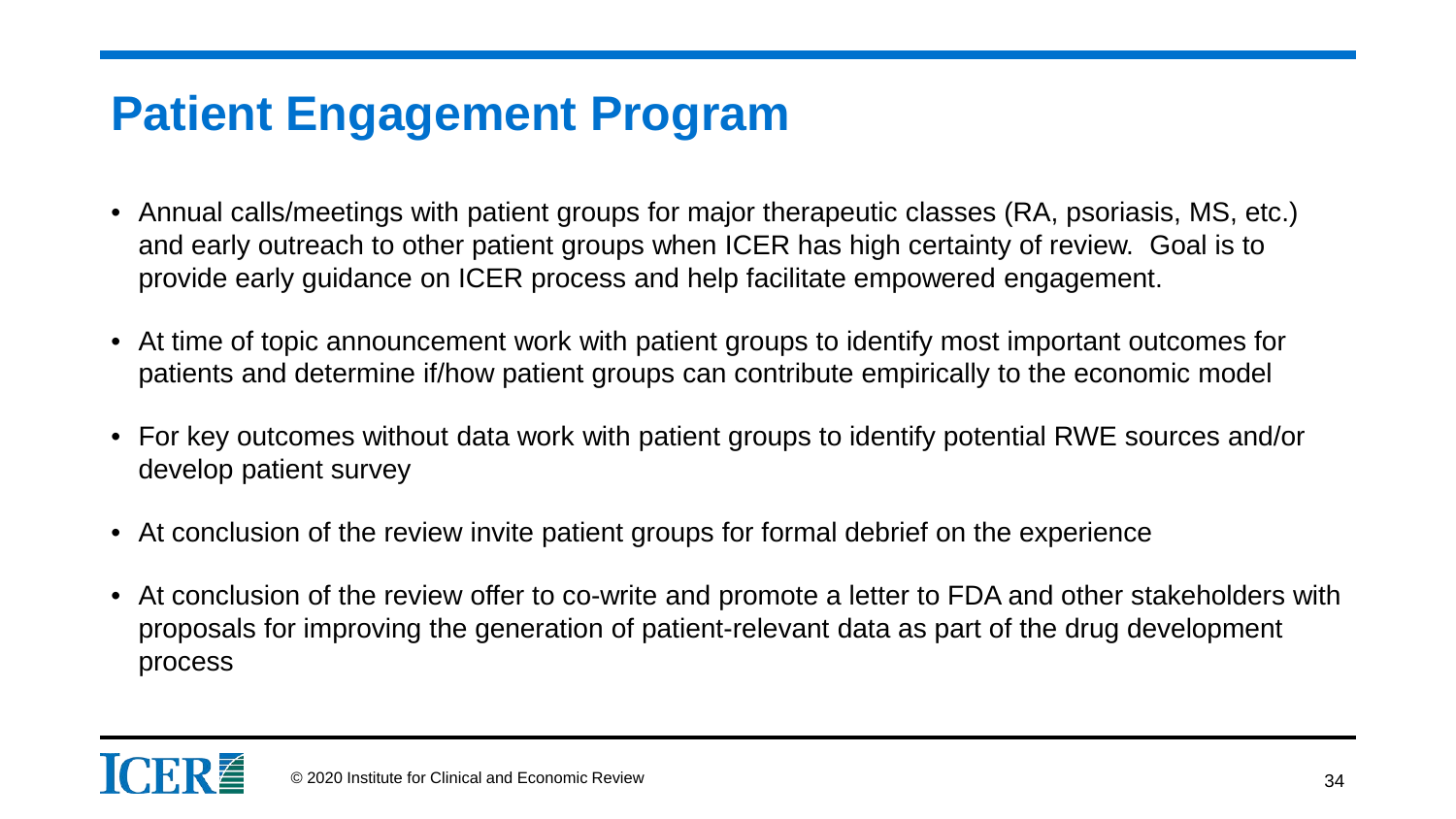# Patient Engagement Program

- Annual calls/meetings with patient groups for major therapeutic classes (RA, psoriasis, MS, etc.) and early outreach to other patient groups when ICER has high certainty of review. Goal is to provide early guidance on ICER process and help facilitate empowered engagement.
- At time of topic announcement work with patient groups to identify most important outcomes for patients and determine if/how patient groups can contribute empirically to the economic model
- For key outcomes without data work with patient groups to identify potential RWE sources and/or develop patient survey
- At conclusion of the review invite patient groups for formal debrief on the experience
- At conclusion of the review offer to co-write and promote a letter to FDA and other stakeholders with proposals for improving the generation of patient-relevant data as part of the drug development process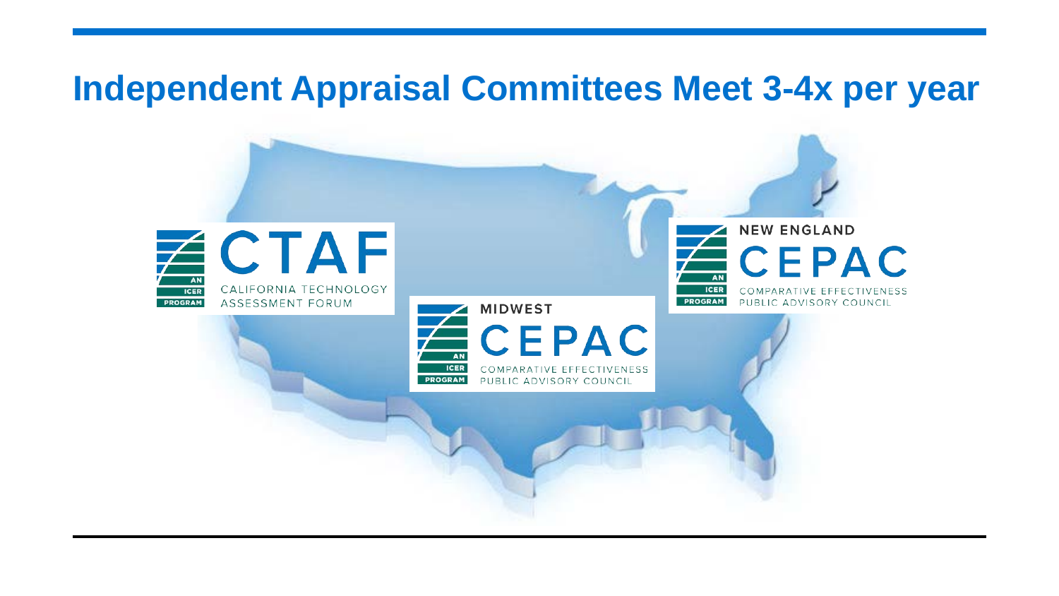# Independent Appraisal Committees Meet 3-4x per year

CTAF
CALIFORNIA TECHNOLOGY ASSESSMENT FORUM
AN ICER PROGRAM

MIDWEST
CEPAC
COMPARATIVE EFFECTIVENESS PUBLIC ADVISORY COUNCIL
AN ICER PROGRAM

NEW ENGLAND
CEPAC
COMPARATIVE EFFECTIVENESS PUBLIC ADVISORY COUNCIL
AN ICER PROGRAM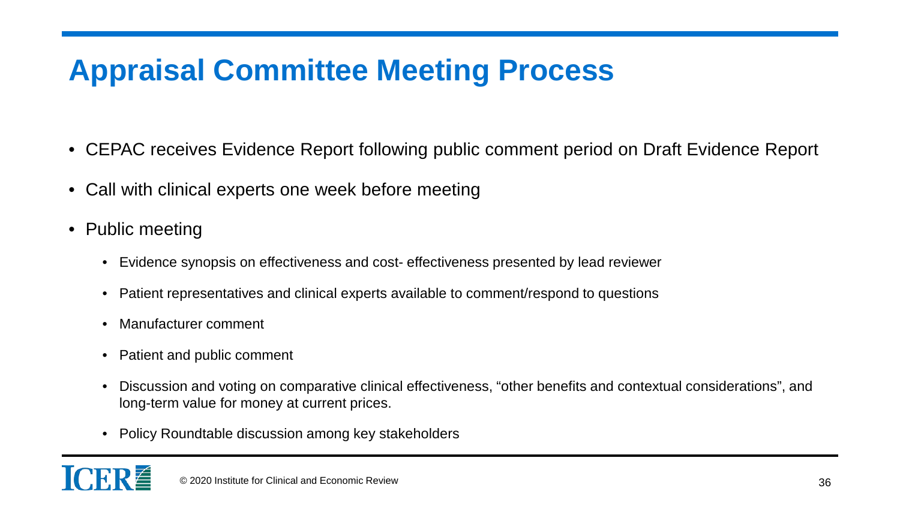# Appraisal Committee Meeting Process

- CEPAC receives Evidence Report following public comment period on Draft Evidence Report
- Call with clinical experts one week before meeting
- Public meeting
  - Evidence synopsis on effectiveness and cost- effectiveness presented by lead reviewer
  - Patient representatives and clinical experts available to comment/respond to questions
  - Manufacturer comment
  - Patient and public comment
  - Discussion and voting on comparative clinical effectiveness, "other benefits and contextual considerations", and long-term value for money at current prices.
  - Policy Roundtable discussion among key stakeholders

© 2020 Institute for Clinical and Economic Review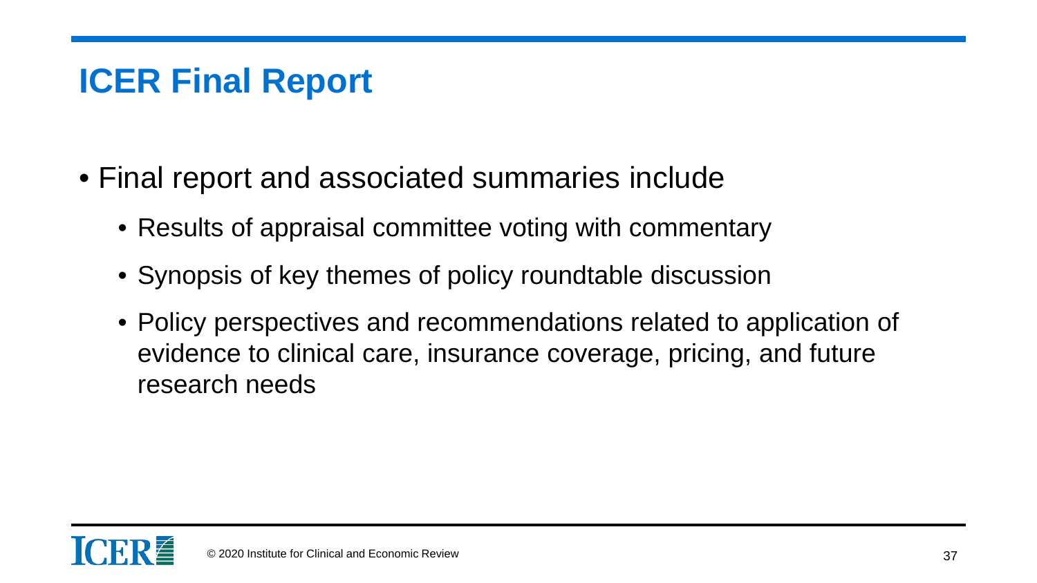# ICER Final Report

- Final report and associated summaries include
  - Results of appraisal committee voting with commentary
  - Synopsis of key themes of policy roundtable discussion
  - Policy perspectives and recommendations related to application of evidence to clinical care, insurance coverage, pricing, and future research needs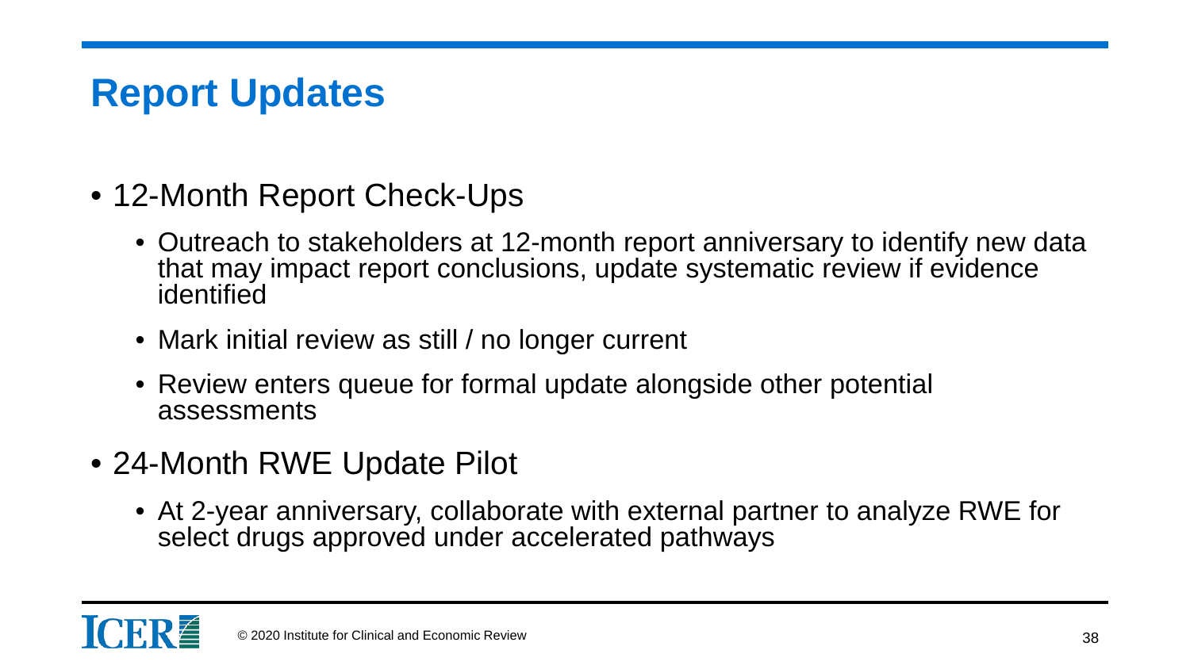# Report Updates

- 12-Month Report Check-Ups
  - Outreach to stakeholders at 12-month report anniversary to identify new data that may impact report conclusions, update systematic review if evidence identified
  - Mark initial review as still / no longer current
  - Review enters queue for formal update alongside other potential assessments
- 24-Month RWE Update Pilot
  - At 2-year anniversary, collaborate with external partner to analyze RWE for select drugs approved under accelerated pathways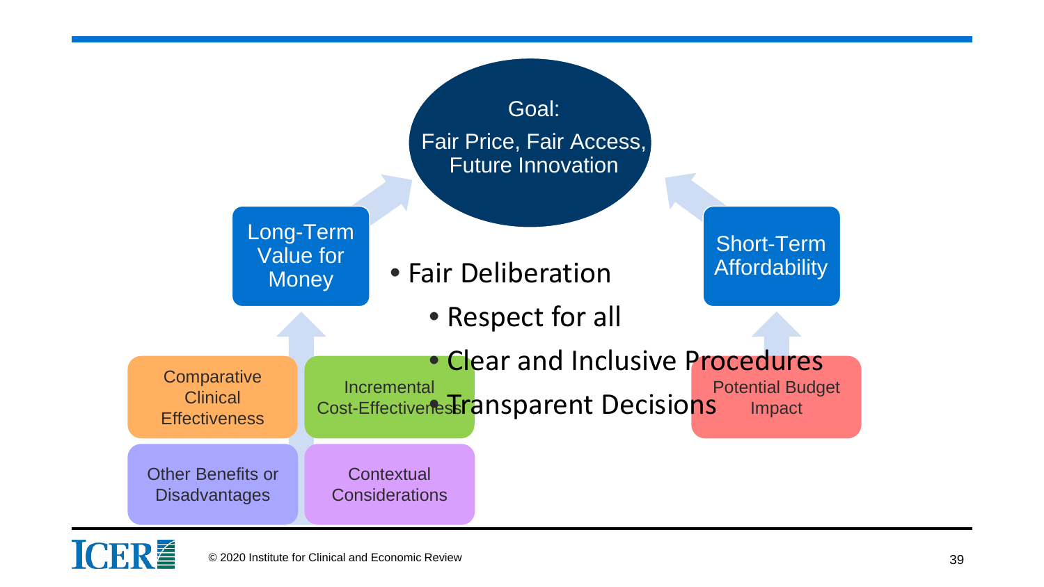Goal:

Fair Price, Fair Access, Future Innovation

Long-Term Value for Money

Short-Term Affordability

- Fair Deliberation
  - Respect for all
  - Clear and Inclusive Procedures
  - Transparent Decisions

Comparative Clinical Effectiveness

Incremental Cost-Effectiveness

Other Benefits or Disadvantages

Contextual Considerations

Potential Budget Impact

© 2020 Institute for Clinical and Economic Review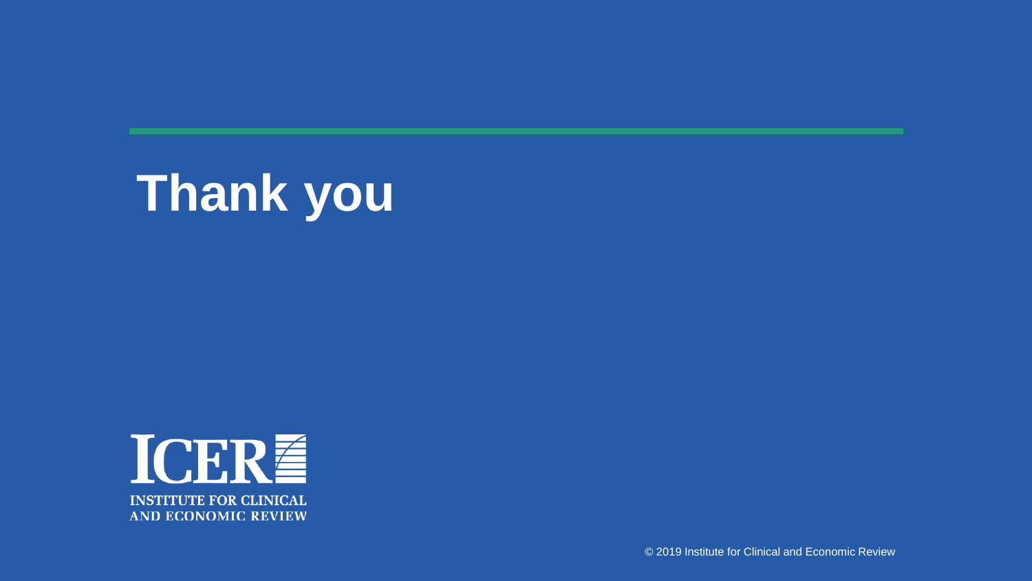# Thank you

INSTITUTE FOR CLINICAL AND ECONOMIC REVIEW

© 2019 Institute for Clinical and Economic Review